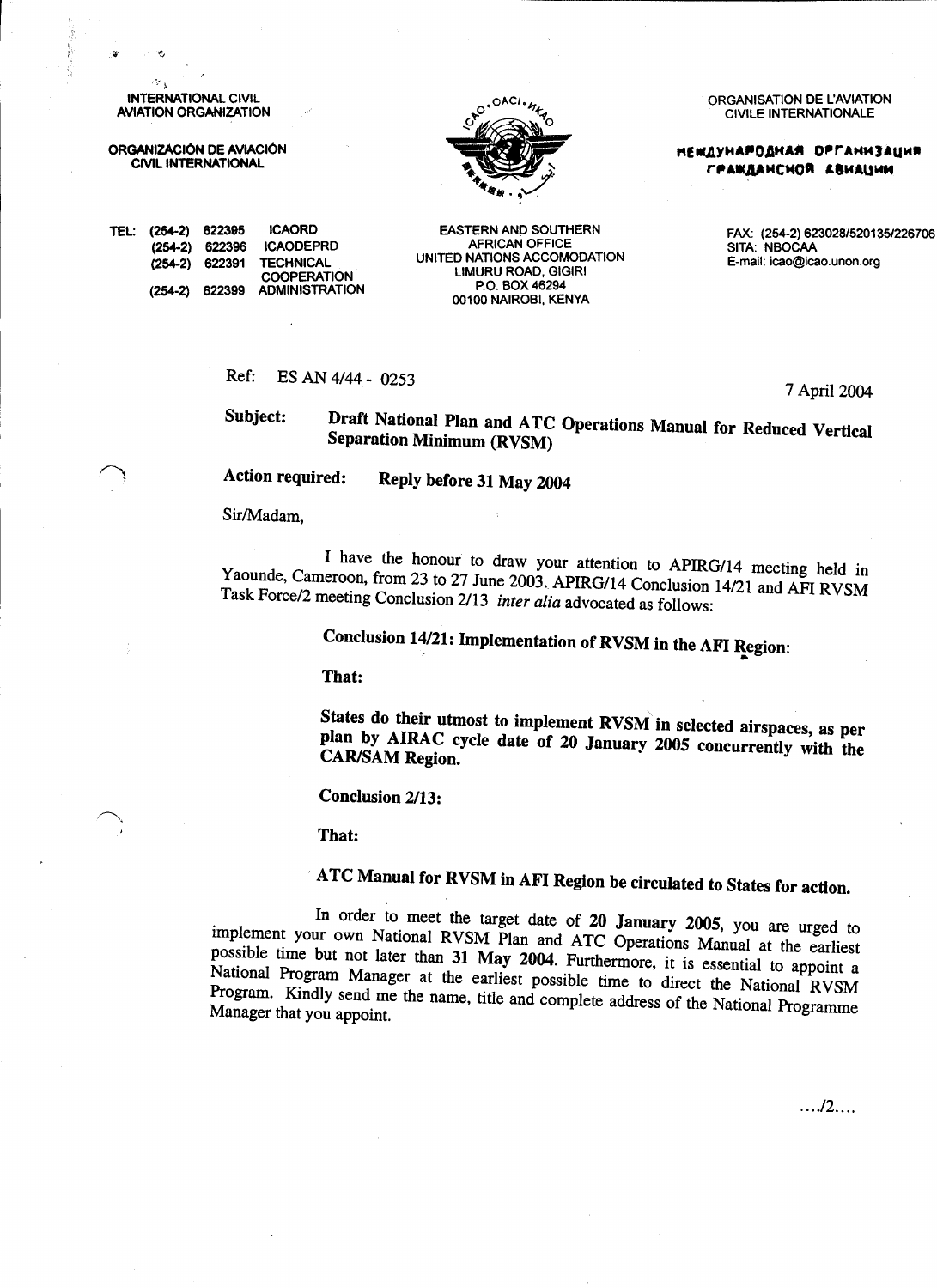INTERNATIONAL CIVIL AVIATION ORGANIZATION

ORGANIZACIÓN DE AVIACIÓN CIVIL INTERNATIONAL

ORGANISATION DE L'AVIATION CIVILE INTERNATIONALE

МЕЖДУНАРОДНАЯ ОРГАНИЗАЦИЯ ГРАЖДАНСКОЙ АВИАЦИИ

| TEL: | | |
|---|---|---|
| (254-2) | 622395 | ICAORD |
| (254-2) | 622396 | ICAODEPRD |
| (254-2) | 622391 | TECHNICAL COOPERATION |
| (254-2) | 622399 | ADMINISTRATION |

EASTERN AND SOUTHERN AFRICAN OFFICE
UNITED NATIONS ACCOMODATION
LIMURU ROAD, GIGIRI
P.O. BOX 46294
00100 NAIROBI, KENYA

FAX: (254-2) 623028/520135/226706
SITA: NBOCAA
E-mail: icao@icao.unon.org

Ref: ES AN 4/44 - 0253

7 April 2004

**Subject: Draft National Plan and ATC Operations Manual for Reduced Vertical Separation Minimum (RVSM)**

**Action required: Reply before 31 May 2004**

Sir/Madam,

I have the honour to draw your attention to APIRG/14 meeting held in Yaounde, Cameroon, from 23 to 27 June 2003. APIRG/14 Conclusion 14/21 and AFI RVSM Task Force/2 meeting Conclusion 2/13 *inter alia* advocated as follows:

**Conclusion 14/21: Implementation of RVSM in the AFI Region:**

**That:**

**States do their utmost to implement RVSM in selected airspaces, as per plan by AIRAC cycle date of 20 January 2005 concurrently with the CAR/SAM Region.**

**Conclusion 2/13:**

**That:**

**ATC Manual for RVSM in AFI Region be circulated to States for action.**

In order to meet the target date of **20 January 2005**, you are urged to implement your own National RVSM Plan and ATC Operations Manual at the earliest possible time but not later than **31 May 2004**. Furthermore, it is essential to appoint a National Program Manager at the earliest possible time to direct the National RVSM Program. Kindly send me the name, title and complete address of the National Programme Manager that you appoint.

…./2….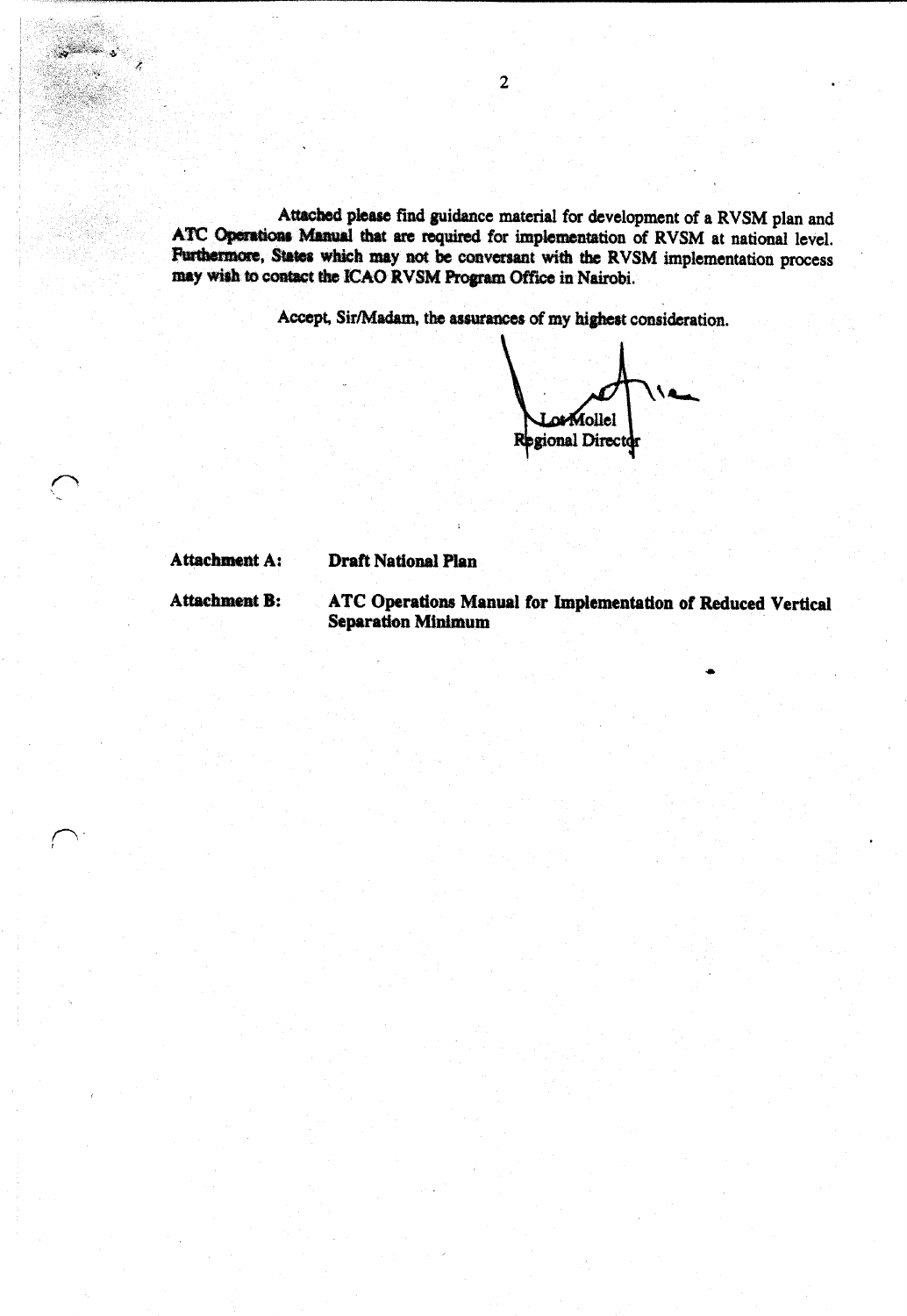Attached please find guidance material for development of a RVSM plan and ATC Operations Manual that are required for implementation of RVSM at national level. Furthermore, States which may not be conversant with the RVSM implementation process may wish to contact the ICAO RVSM Program Office in Nairobi.

Accept, Sir/Madam, the assurances of my highest consideration.

Lot Mollel
Regional Director

**Attachment A:** **Draft National Plan**

**Attachment B:** **ATC Operations Manual for Implementation of Reduced Vertical Separation Minimum**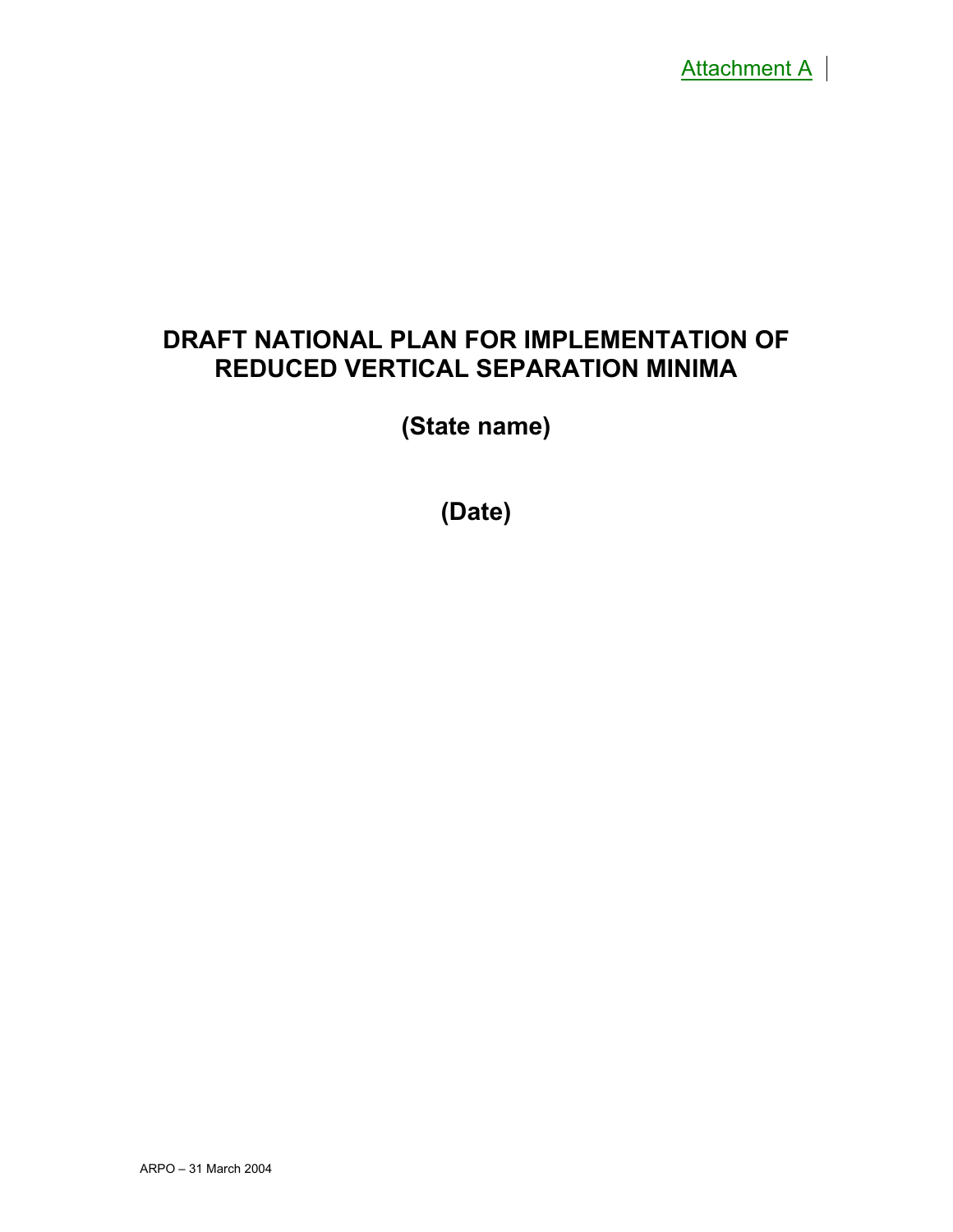Attachment A

# DRAFT NATIONAL PLAN FOR IMPLEMENTATION OF REDUCED VERTICAL SEPARATION MINIMA

## (State name)

## (Date)

ARPO – 31 March 2004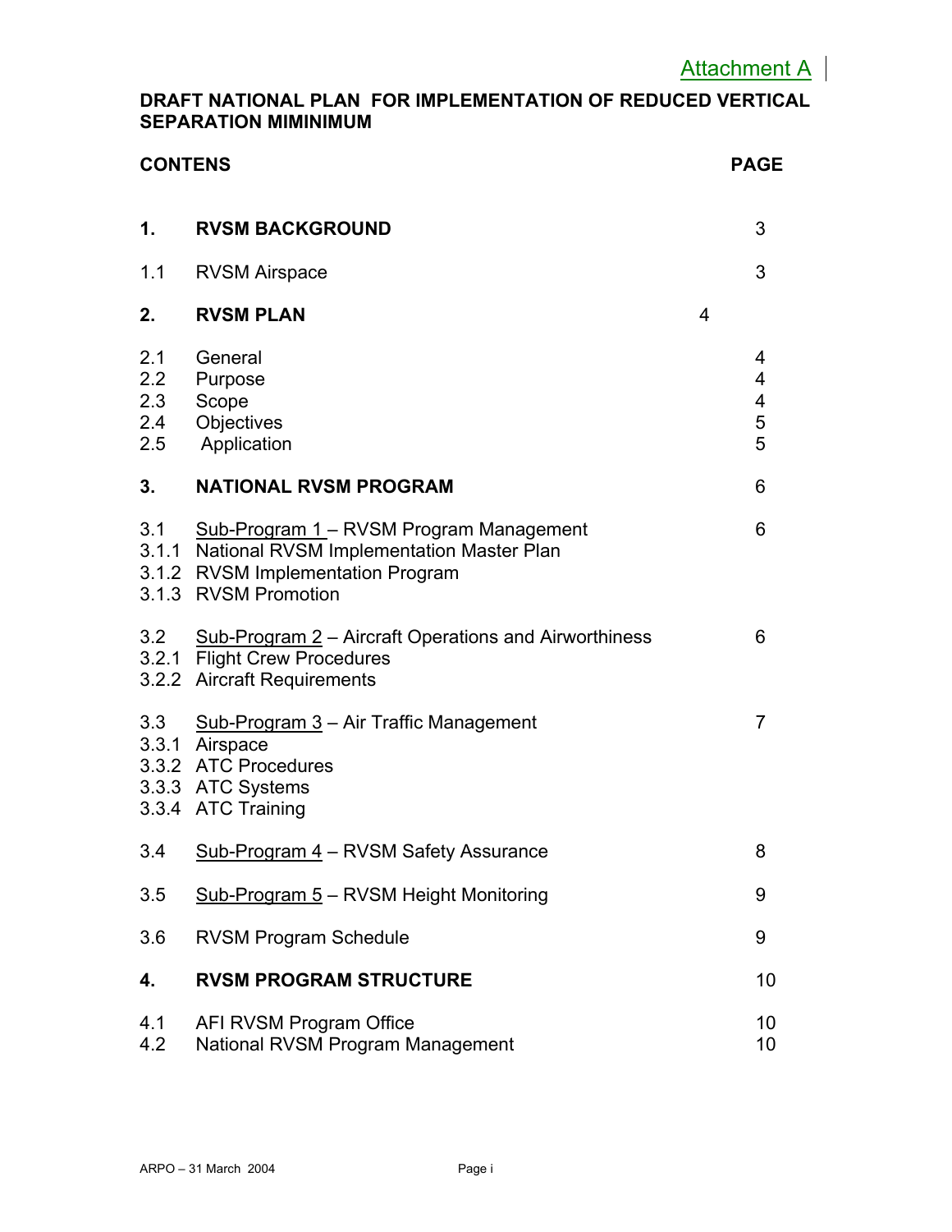Attachment A

**DRAFT NATIONAL PLAN FOR IMPLEMENTATION OF REDUCED VERTICAL SEPARATION MIMINIMUM**

| **CONTENS** | | **PAGE** |
|---|---|---|
| **1.** | **RVSM BACKGROUND** | 3 |
| 1.1 | RVSM Airspace | 3 |
| **2.** | **RVSM PLAN** | 4 |
| 2.1 | General | 4 |
| 2.2 | Purpose | 4 |
| 2.3 | Scope | 4 |
| 2.4 | Objectives | 5 |
| 2.5 | Application | 5 |
| **3.** | **NATIONAL RVSM PROGRAM** | 6 |
| 3.1 | Sub-Program 1 – RVSM Program Management | 6 |
| 3.1.1 | National RVSM Implementation Master Plan | |
| 3.1.2 | RVSM Implementation Program | |
| 3.1.3 | RVSM Promotion | |
| 3.2 | Sub-Program 2 – Aircraft Operations and Airworthiness | 6 |
| 3.2.1 | Flight Crew Procedures | |
| 3.2.2 | Aircraft Requirements | |
| 3.3 | Sub-Program 3 – Air Traffic Management | 7 |
| 3.3.1 | Airspace | |
| 3.3.2 | ATC Procedures | |
| 3.3.3 | ATC Systems | |
| 3.3.4 | ATC Training | |
| 3.4 | Sub-Program 4 – RVSM Safety Assurance | 8 |
| 3.5 | Sub-Program 5 – RVSM Height Monitoring | 9 |
| 3.6 | RVSM Program Schedule | 9 |
| **4.** | **RVSM PROGRAM STRUCTURE** | 10 |
| 4.1 | AFI RVSM Program Office | 10 |
| 4.2 | National RVSM Program Management | 10 |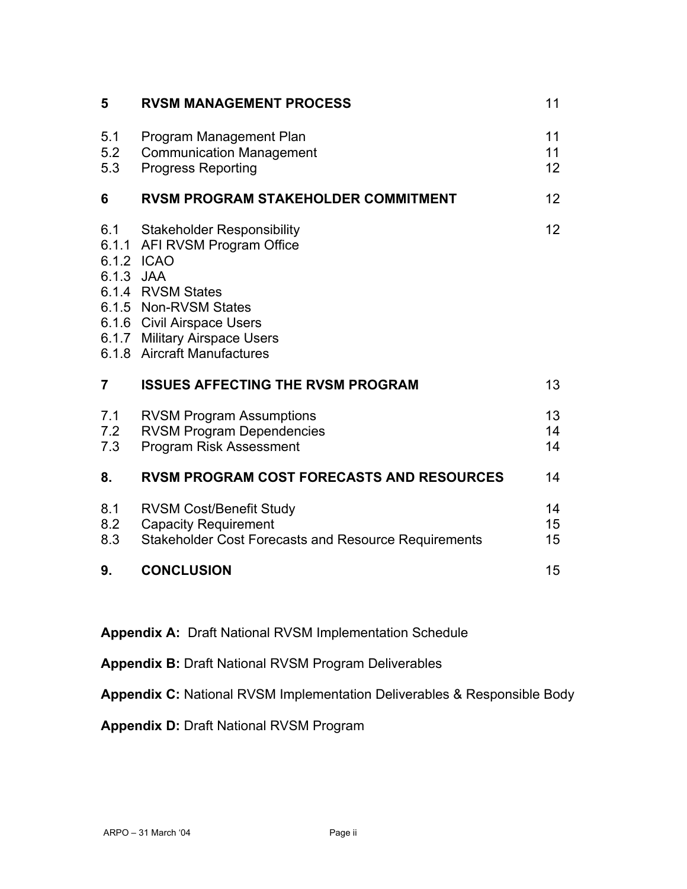| | | |
|---|---|---|
| **5** | **RVSM MANAGEMENT PROCESS** | 11 |
| 5.1 | Program Management Plan | 11 |
| 5.2 | Communication Management | 11 |
| 5.3 | Progress Reporting | 12 |
| **6** | **RVSM PROGRAM STAKEHOLDER COMMITMENT** | 12 |
| 6.1 | Stakeholder Responsibility | 12 |
| 6.1.1 | AFI RVSM Program Office | |
| 6.1.2 | ICAO | |
| 6.1.3 | JAA | |
| 6.1.4 | RVSM States | |
| 6.1.5 | Non-RVSM States | |
| 6.1.6 | Civil Airspace Users | |
| 6.1.7 | Military Airspace Users | |
| 6.1.8 | Aircraft Manufactures | |
| **7** | **ISSUES AFFECTING THE RVSM PROGRAM** | 13 |
| 7.1 | RVSM Program Assumptions | 13 |
| 7.2 | RVSM Program Dependencies | 14 |
| 7.3 | Program Risk Assessment | 14 |
| **8.** | **RVSM PROGRAM COST FORECASTS AND RESOURCES** | 14 |
| 8.1 | RVSM Cost/Benefit Study | 14 |
| 8.2 | Capacity Requirement | 15 |
| 8.3 | Stakeholder Cost Forecasts and Resource Requirements | 15 |
| **9.** | **CONCLUSION** | 15 |

**Appendix A:** Draft National RVSM Implementation Schedule

**Appendix B:** Draft National RVSM Program Deliverables

**Appendix C:** National RVSM Implementation Deliverables & Responsible Body

**Appendix D:** Draft National RVSM Program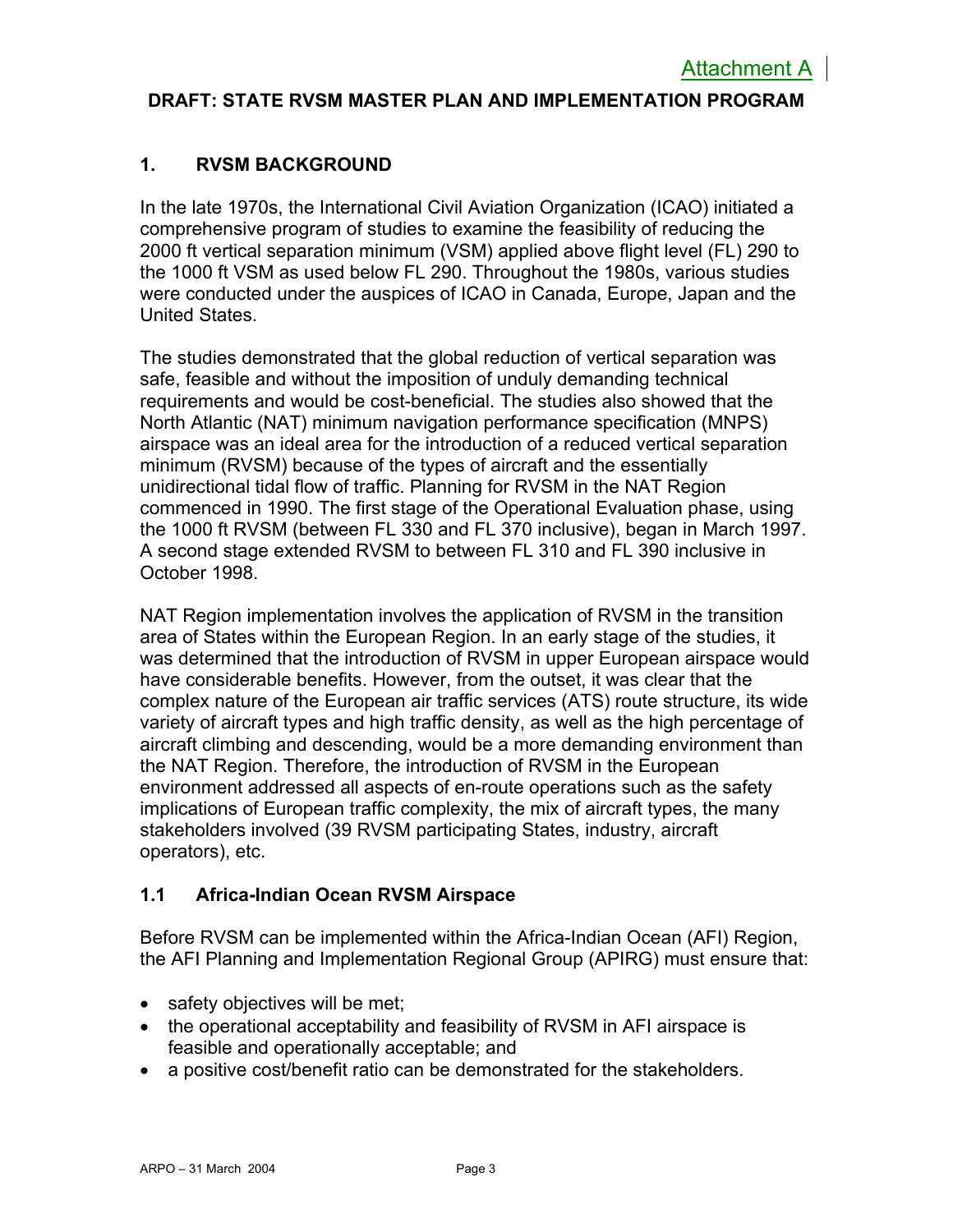Attachment A

**DRAFT: STATE RVSM MASTER PLAN AND IMPLEMENTATION PROGRAM**

## 1. RVSM BACKGROUND

In the late 1970s, the International Civil Aviation Organization (ICAO) initiated a comprehensive program of studies to examine the feasibility of reducing the 2000 ft vertical separation minimum (VSM) applied above flight level (FL) 290 to the 1000 ft VSM as used below FL 290. Throughout the 1980s, various studies were conducted under the auspices of ICAO in Canada, Europe, Japan and the United States.

The studies demonstrated that the global reduction of vertical separation was safe, feasible and without the imposition of unduly demanding technical requirements and would be cost-beneficial. The studies also showed that the North Atlantic (NAT) minimum navigation performance specification (MNPS) airspace was an ideal area for the introduction of a reduced vertical separation minimum (RVSM) because of the types of aircraft and the essentially unidirectional tidal flow of traffic. Planning for RVSM in the NAT Region commenced in 1990. The first stage of the Operational Evaluation phase, using the 1000 ft RVSM (between FL 330 and FL 370 inclusive), began in March 1997. A second stage extended RVSM to between FL 310 and FL 390 inclusive in October 1998.

NAT Region implementation involves the application of RVSM in the transition area of States within the European Region. In an early stage of the studies, it was determined that the introduction of RVSM in upper European airspace would have considerable benefits. However, from the outset, it was clear that the complex nature of the European air traffic services (ATS) route structure, its wide variety of aircraft types and high traffic density, as well as the high percentage of aircraft climbing and descending, would be a more demanding environment than the NAT Region. Therefore, the introduction of RVSM in the European environment addressed all aspects of en-route operations such as the safety implications of European traffic complexity, the mix of aircraft types, the many stakeholders involved (39 RVSM participating States, industry, aircraft operators), etc.

### 1.1 Africa-Indian Ocean RVSM Airspace

Before RVSM can be implemented within the Africa-Indian Ocean (AFI) Region, the AFI Planning and Implementation Regional Group (APIRG) must ensure that:

- safety objectives will be met;
- the operational acceptability and feasibility of RVSM in AFI airspace is feasible and operationally acceptable; and
- a positive cost/benefit ratio can be demonstrated for the stakeholders.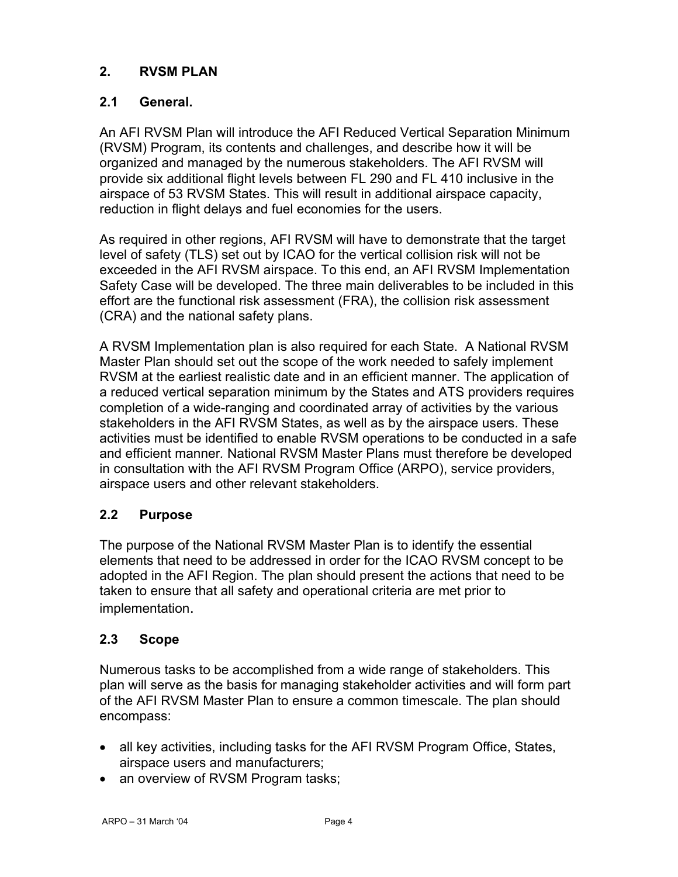## 2. RVSM PLAN

### 2.1 General.

An AFI RVSM Plan will introduce the AFI Reduced Vertical Separation Minimum (RVSM) Program, its contents and challenges, and describe how it will be organized and managed by the numerous stakeholders. The AFI RVSM will provide six additional flight levels between FL 290 and FL 410 inclusive in the airspace of 53 RVSM States. This will result in additional airspace capacity, reduction in flight delays and fuel economies for the users.

As required in other regions, AFI RVSM will have to demonstrate that the target level of safety (TLS) set out by ICAO for the vertical collision risk will not be exceeded in the AFI RVSM airspace. To this end, an AFI RVSM Implementation Safety Case will be developed. The three main deliverables to be included in this effort are the functional risk assessment (FRA), the collision risk assessment (CRA) and the national safety plans.

A RVSM Implementation plan is also required for each State. A National RVSM Master Plan should set out the scope of the work needed to safely implement RVSM at the earliest realistic date and in an efficient manner. The application of a reduced vertical separation minimum by the States and ATS providers requires completion of a wide-ranging and coordinated array of activities by the various stakeholders in the AFI RVSM States, as well as by the airspace users. These activities must be identified to enable RVSM operations to be conducted in a safe and efficient manner. National RVSM Master Plans must therefore be developed in consultation with the AFI RVSM Program Office (ARPO), service providers, airspace users and other relevant stakeholders.

### 2.2 Purpose

The purpose of the National RVSM Master Plan is to identify the essential elements that need to be addressed in order for the ICAO RVSM concept to be adopted in the AFI Region. The plan should present the actions that need to be taken to ensure that all safety and operational criteria are met prior to implementation.

### 2.3 Scope

Numerous tasks to be accomplished from a wide range of stakeholders. This plan will serve as the basis for managing stakeholder activities and will form part of the AFI RVSM Master Plan to ensure a common timescale. The plan should encompass:

- all key activities, including tasks for the AFI RVSM Program Office, States, airspace users and manufacturers;
- an overview of RVSM Program tasks;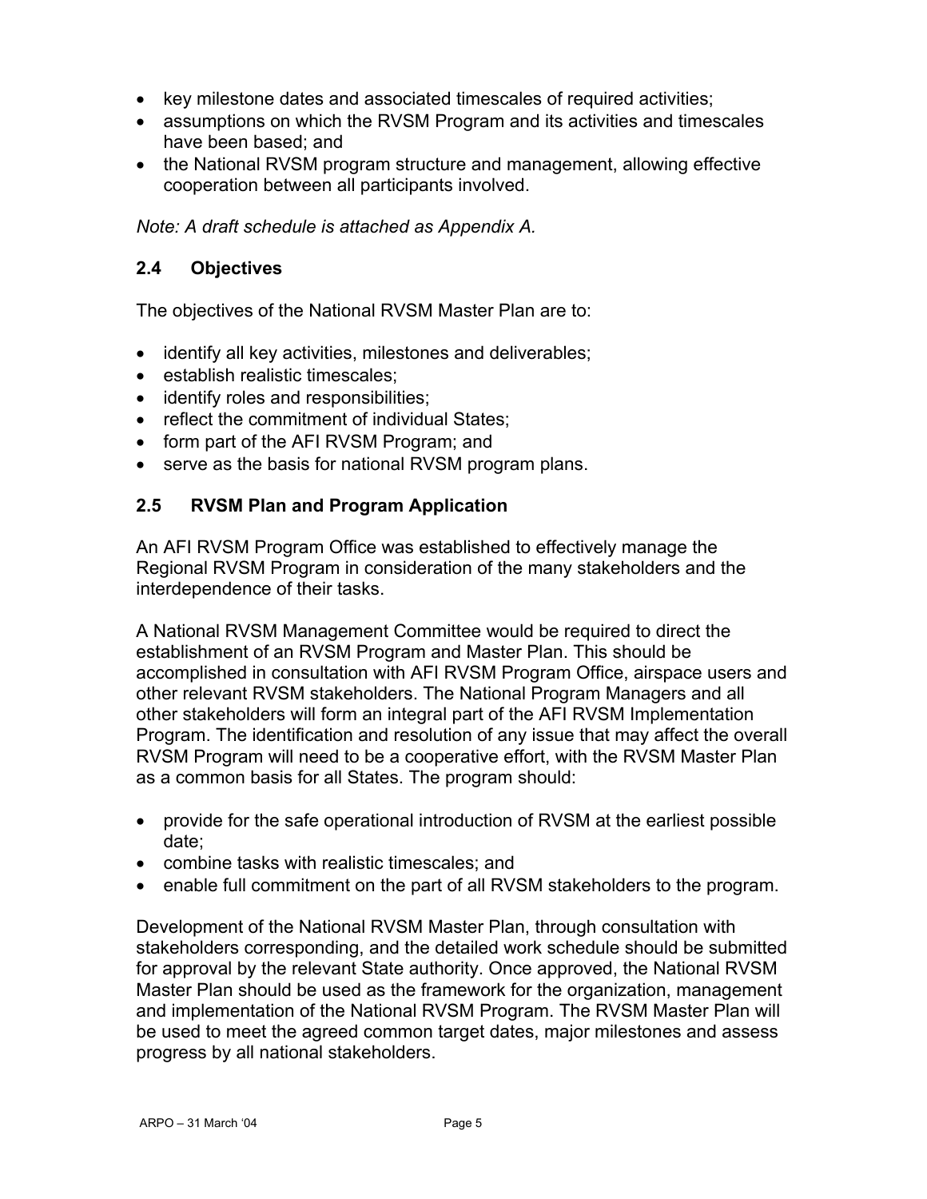- key milestone dates and associated timescales of required activities;
- assumptions on which the RVSM Program and its activities and timescales have been based; and
- the National RVSM program structure and management, allowing effective cooperation between all participants involved.

*Note: A draft schedule is attached as Appendix A.*

### 2.4 Objectives

The objectives of the National RVSM Master Plan are to:

- identify all key activities, milestones and deliverables;
- establish realistic timescales;
- identify roles and responsibilities;
- reflect the commitment of individual States;
- form part of the AFI RVSM Program; and
- serve as the basis for national RVSM program plans.

### 2.5 RVSM Plan and Program Application

An AFI RVSM Program Office was established to effectively manage the Regional RVSM Program in consideration of the many stakeholders and the interdependence of their tasks.

A National RVSM Management Committee would be required to direct the establishment of an RVSM Program and Master Plan. This should be accomplished in consultation with AFI RVSM Program Office, airspace users and other relevant RVSM stakeholders. The National Program Managers and all other stakeholders will form an integral part of the AFI RVSM Implementation Program. The identification and resolution of any issue that may affect the overall RVSM Program will need to be a cooperative effort, with the RVSM Master Plan as a common basis for all States. The program should:

- provide for the safe operational introduction of RVSM at the earliest possible date;
- combine tasks with realistic timescales; and
- enable full commitment on the part of all RVSM stakeholders to the program.

Development of the National RVSM Master Plan, through consultation with stakeholders corresponding, and the detailed work schedule should be submitted for approval by the relevant State authority. Once approved, the National RVSM Master Plan should be used as the framework for the organization, management and implementation of the National RVSM Program. The RVSM Master Plan will be used to meet the agreed common target dates, major milestones and assess progress by all national stakeholders.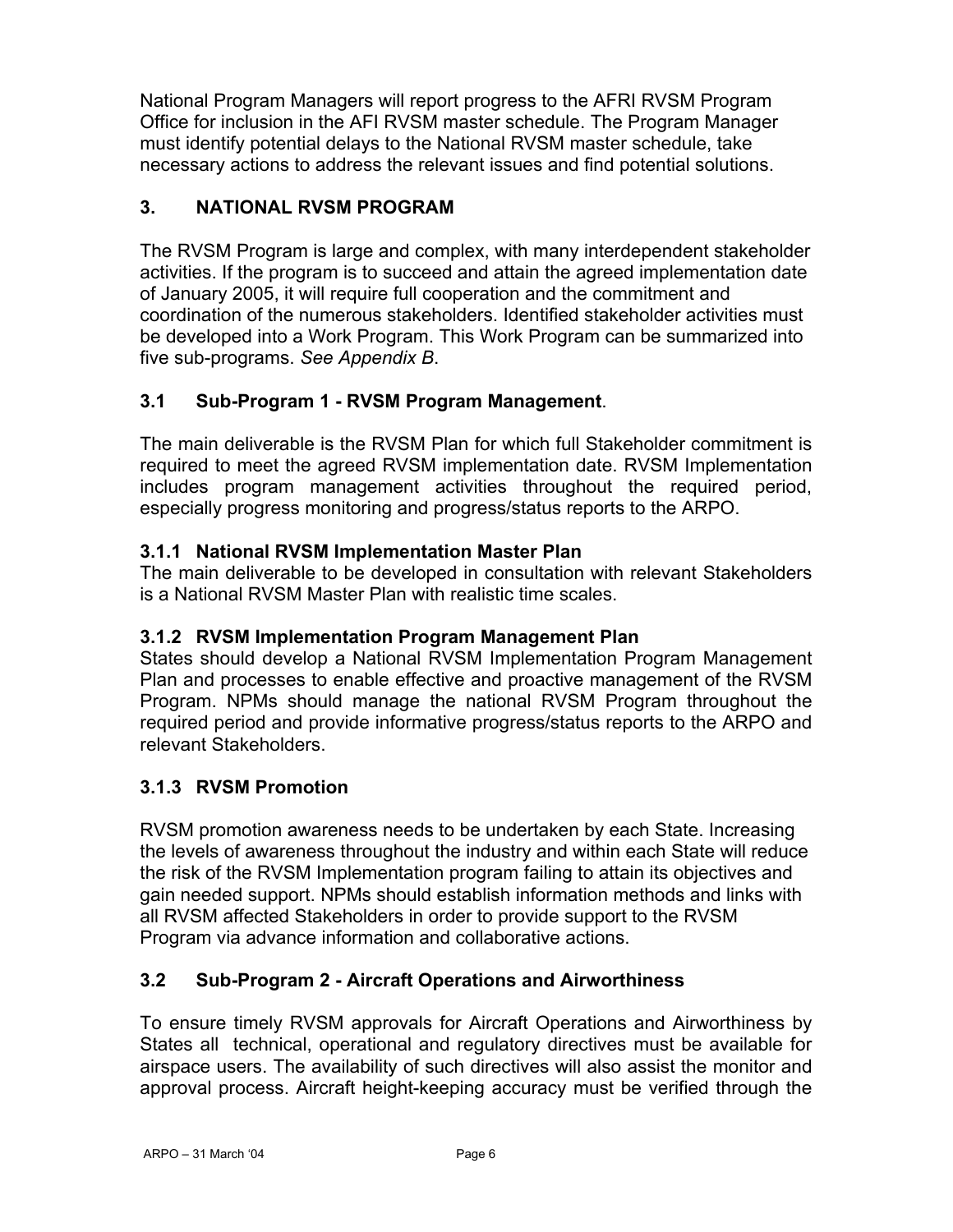National Program Managers will report progress to the AFRI RVSM Program Office for inclusion in the AFI RVSM master schedule. The Program Manager must identify potential delays to the National RVSM master schedule, take necessary actions to address the relevant issues and find potential solutions.

## 3. NATIONAL RVSM PROGRAM

The RVSM Program is large and complex, with many interdependent stakeholder activities. If the program is to succeed and attain the agreed implementation date of January 2005, it will require full cooperation and the commitment and coordination of the numerous stakeholders. Identified stakeholder activities must be developed into a Work Program. This Work Program can be summarized into five sub-programs. *See Appendix B*.

### 3.1 Sub-Program 1 - RVSM Program Management.

The main deliverable is the RVSM Plan for which full Stakeholder commitment is required to meet the agreed RVSM implementation date. RVSM Implementation includes program management activities throughout the required period, especially progress monitoring and progress/status reports to the ARPO.

#### 3.1.1 National RVSM Implementation Master Plan

The main deliverable to be developed in consultation with relevant Stakeholders is a National RVSM Master Plan with realistic time scales.

#### 3.1.2 RVSM Implementation Program Management Plan

States should develop a National RVSM Implementation Program Management Plan and processes to enable effective and proactive management of the RVSM Program. NPMs should manage the national RVSM Program throughout the required period and provide informative progress/status reports to the ARPO and relevant Stakeholders.

#### 3.1.3 RVSM Promotion

RVSM promotion awareness needs to be undertaken by each State. Increasing the levels of awareness throughout the industry and within each State will reduce the risk of the RVSM Implementation program failing to attain its objectives and gain needed support. NPMs should establish information methods and links with all RVSM affected Stakeholders in order to provide support to the RVSM Program via advance information and collaborative actions.

### 3.2 Sub-Program 2 - Aircraft Operations and Airworthiness

To ensure timely RVSM approvals for Aircraft Operations and Airworthiness by States all technical, operational and regulatory directives must be available for airspace users. The availability of such directives will also assist the monitor and approval process. Aircraft height-keeping accuracy must be verified through the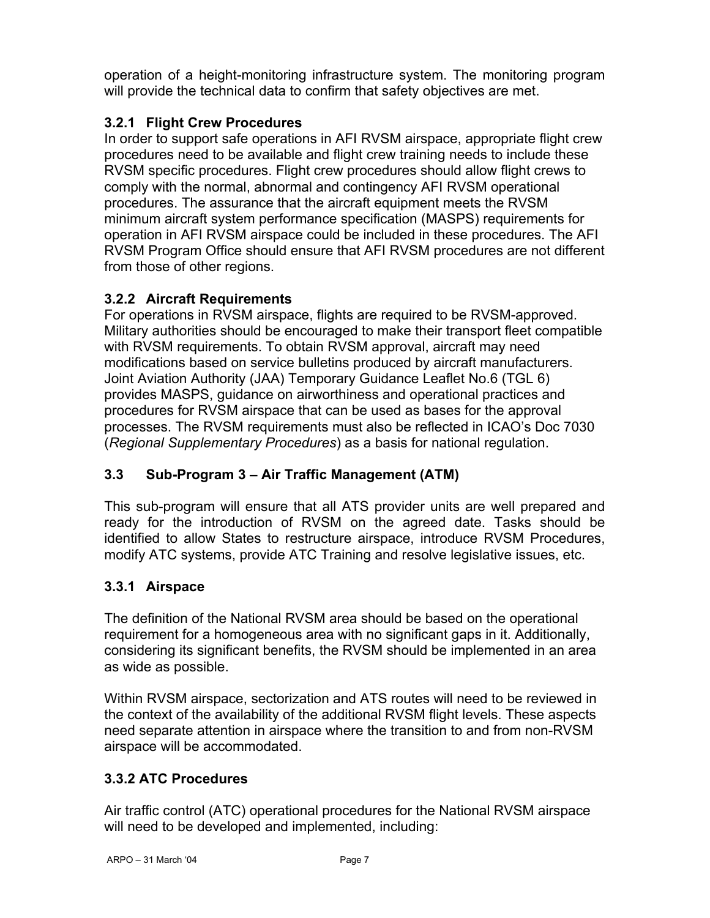operation of a height-monitoring infrastructure system. The monitoring program will provide the technical data to confirm that safety objectives are met.

### 3.2.1 Flight Crew Procedures

In order to support safe operations in AFI RVSM airspace, appropriate flight crew procedures need to be available and flight crew training needs to include these RVSM specific procedures. Flight crew procedures should allow flight crews to comply with the normal, abnormal and contingency AFI RVSM operational procedures. The assurance that the aircraft equipment meets the RVSM minimum aircraft system performance specification (MASPS) requirements for operation in AFI RVSM airspace could be included in these procedures. The AFI RVSM Program Office should ensure that AFI RVSM procedures are not different from those of other regions.

### 3.2.2 Aircraft Requirements

For operations in RVSM airspace, flights are required to be RVSM-approved. Military authorities should be encouraged to make their transport fleet compatible with RVSM requirements. To obtain RVSM approval, aircraft may need modifications based on service bulletins produced by aircraft manufacturers. Joint Aviation Authority (JAA) Temporary Guidance Leaflet No.6 (TGL 6) provides MASPS, guidance on airworthiness and operational practices and procedures for RVSM airspace that can be used as bases for the approval processes. The RVSM requirements must also be reflected in ICAO's Doc 7030 (*Regional Supplementary Procedures*) as a basis for national regulation.

## 3.3 Sub-Program 3 – Air Traffic Management (ATM)

This sub-program will ensure that all ATS provider units are well prepared and ready for the introduction of RVSM on the agreed date. Tasks should be identified to allow States to restructure airspace, introduce RVSM Procedures, modify ATC systems, provide ATC Training and resolve legislative issues, etc.

### 3.3.1 Airspace

The definition of the National RVSM area should be based on the operational requirement for a homogeneous area with no significant gaps in it. Additionally, considering its significant benefits, the RVSM should be implemented in an area as wide as possible.

Within RVSM airspace, sectorization and ATS routes will need to be reviewed in the context of the availability of the additional RVSM flight levels. These aspects need separate attention in airspace where the transition to and from non-RVSM airspace will be accommodated.

### 3.3.2 ATC Procedures

Air traffic control (ATC) operational procedures for the National RVSM airspace will need to be developed and implemented, including: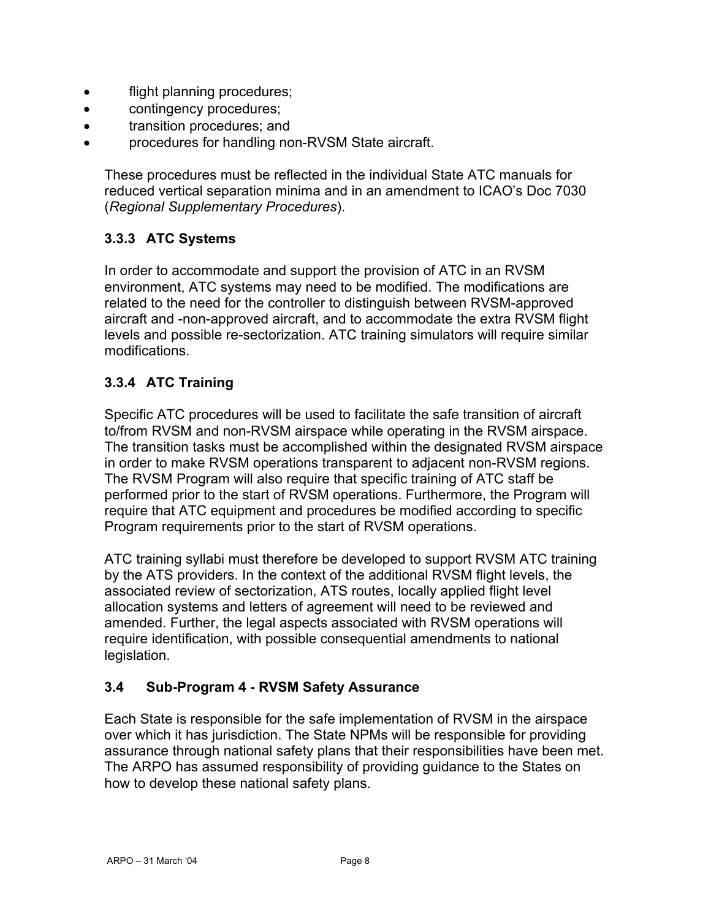- flight planning procedures;
- contingency procedures;
- transition procedures; and
- procedures for handling non-RVSM State aircraft.

These procedures must be reflected in the individual State ATC manuals for reduced vertical separation minima and in an amendment to ICAO's Doc 7030 (*Regional Supplementary Procedures*).

### 3.3.3 ATC Systems

In order to accommodate and support the provision of ATC in an RVSM environment, ATC systems may need to be modified. The modifications are related to the need for the controller to distinguish between RVSM-approved aircraft and -non-approved aircraft, and to accommodate the extra RVSM flight levels and possible re-sectorization. ATC training simulators will require similar modifications.

### 3.3.4 ATC Training

Specific ATC procedures will be used to facilitate the safe transition of aircraft to/from RVSM and non-RVSM airspace while operating in the RVSM airspace. The transition tasks must be accomplished within the designated RVSM airspace in order to make RVSM operations transparent to adjacent non-RVSM regions. The RVSM Program will also require that specific training of ATC staff be performed prior to the start of RVSM operations. Furthermore, the Program will require that ATC equipment and procedures be modified according to specific Program requirements prior to the start of RVSM operations.

ATC training syllabi must therefore be developed to support RVSM ATC training by the ATS providers. In the context of the additional RVSM flight levels, the associated review of sectorization, ATS routes, locally applied flight level allocation systems and letters of agreement will need to be reviewed and amended. Further, the legal aspects associated with RVSM operations will require identification, with possible consequential amendments to national legislation.

## 3.4 Sub-Program 4 - RVSM Safety Assurance

Each State is responsible for the safe implementation of RVSM in the airspace over which it has jurisdiction. The State NPMs will be responsible for providing assurance through national safety plans that their responsibilities have been met. The ARPO has assumed responsibility of providing guidance to the States on how to develop these national safety plans.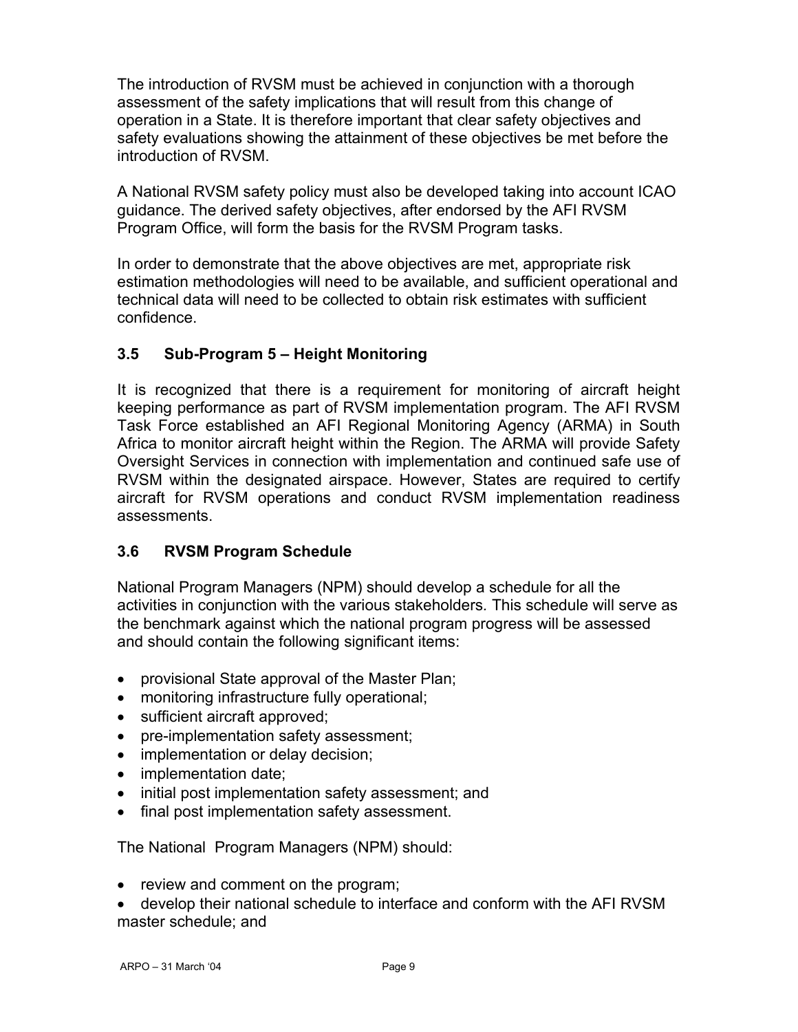The introduction of RVSM must be achieved in conjunction with a thorough assessment of the safety implications that will result from this change of operation in a State. It is therefore important that clear safety objectives and safety evaluations showing the attainment of these objectives be met before the introduction of RVSM.

A National RVSM safety policy must also be developed taking into account ICAO guidance. The derived safety objectives, after endorsed by the AFI RVSM Program Office, will form the basis for the RVSM Program tasks.

In order to demonstrate that the above objectives are met, appropriate risk estimation methodologies will need to be available, and sufficient operational and technical data will need to be collected to obtain risk estimates with sufficient confidence.

### 3.5 Sub-Program 5 – Height Monitoring

It is recognized that there is a requirement for monitoring of aircraft height keeping performance as part of RVSM implementation program. The AFI RVSM Task Force established an AFI Regional Monitoring Agency (ARMA) in South Africa to monitor aircraft height within the Region. The ARMA will provide Safety Oversight Services in connection with implementation and continued safe use of RVSM within the designated airspace. However, States are required to certify aircraft for RVSM operations and conduct RVSM implementation readiness assessments.

### 3.6 RVSM Program Schedule

National Program Managers (NPM) should develop a schedule for all the activities in conjunction with the various stakeholders. This schedule will serve as the benchmark against which the national program progress will be assessed and should contain the following significant items:

- provisional State approval of the Master Plan;
- monitoring infrastructure fully operational;
- sufficient aircraft approved;
- pre-implementation safety assessment;
- implementation or delay decision;
- implementation date;
- initial post implementation safety assessment; and
- final post implementation safety assessment.

The National Program Managers (NPM) should:

- review and comment on the program;
- develop their national schedule to interface and conform with the AFI RVSM master schedule; and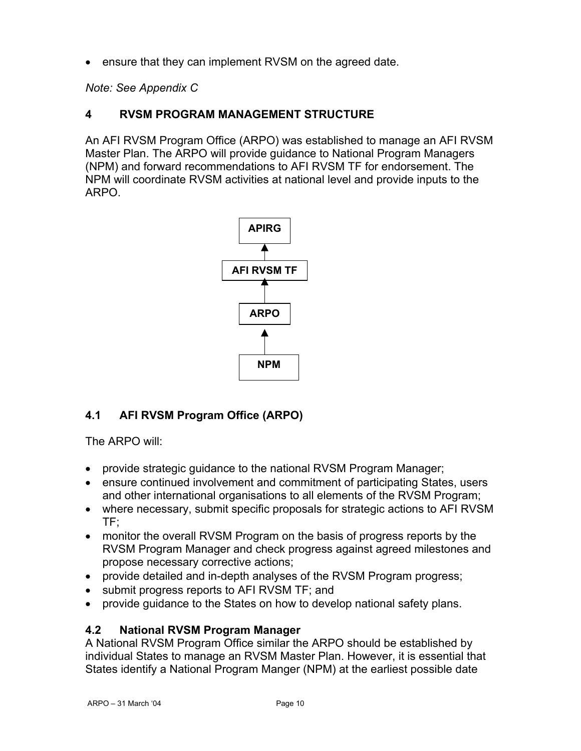- ensure that they can implement RVSM on the agreed date.

*Note: See Appendix C*

## 4 RVSM PROGRAM MANAGEMENT STRUCTURE

An AFI RVSM Program Office (ARPO) was established to manage an AFI RVSM Master Plan. The ARPO will provide guidance to National Program Managers (NPM) and forward recommendations to AFI RVSM TF for endorsement. The NPM will coordinate RVSM activities at national level and provide inputs to the ARPO.

**APIRG**

▲

**AFI RVSM TF**

▲

**ARPO**

▲

**NPM**

### 4.1 AFI RVSM Program Office (ARPO)

The ARPO will:

- provide strategic guidance to the national RVSM Program Manager;
- ensure continued involvement and commitment of participating States, users and other international organisations to all elements of the RVSM Program;
- where necessary, submit specific proposals for strategic actions to AFI RVSM TF;
- monitor the overall RVSM Program on the basis of progress reports by the RVSM Program Manager and check progress against agreed milestones and propose necessary corrective actions;
- provide detailed and in-depth analyses of the RVSM Program progress;
- submit progress reports to AFI RVSM TF; and
- provide guidance to the States on how to develop national safety plans.

### 4.2 National RVSM Program Manager

A National RVSM Program Office similar the ARPO should be established by individual States to manage an RVSM Master Plan. However, it is essential that States identify a National Program Manger (NPM) at the earliest possible date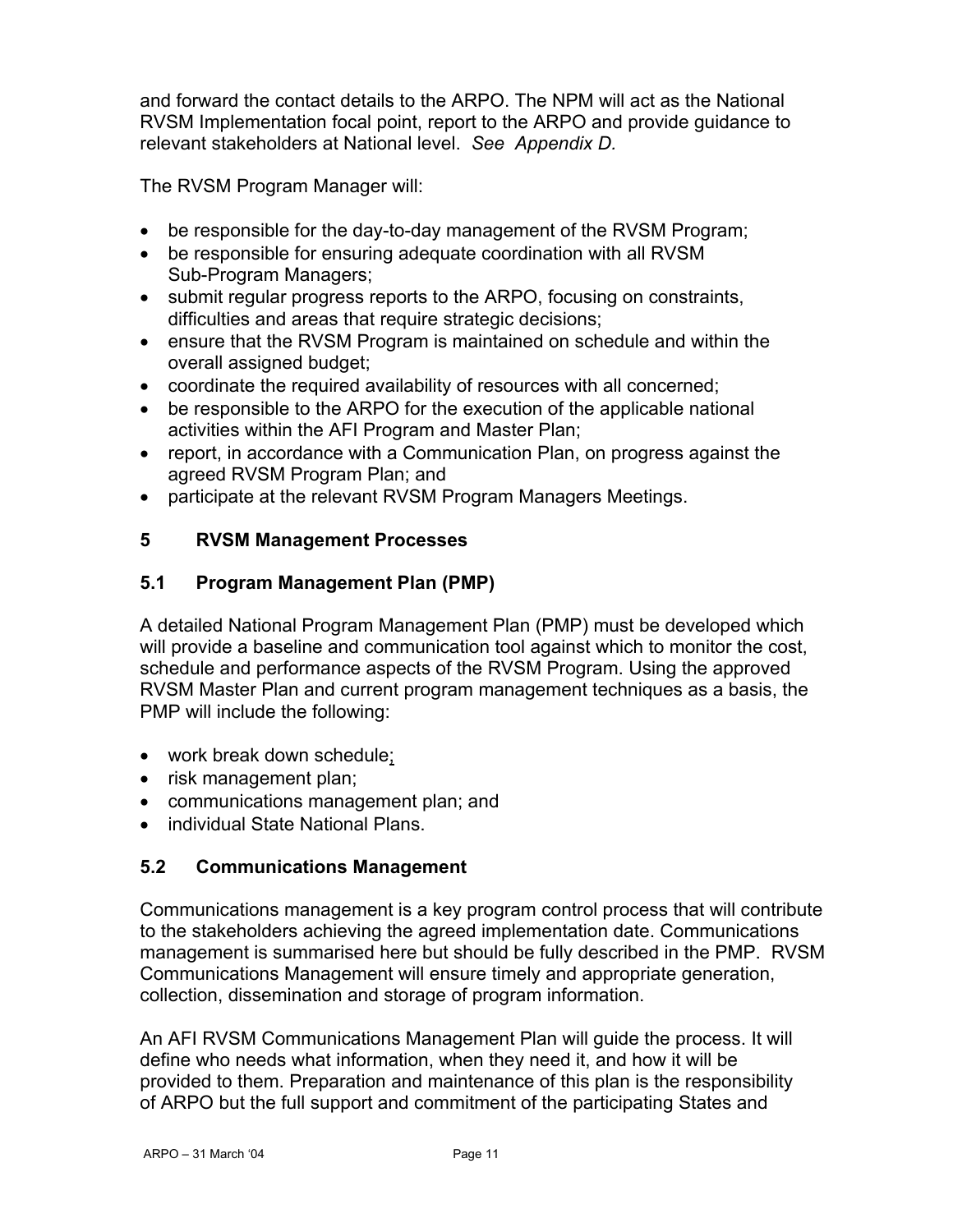and forward the contact details to the ARPO. The NPM will act as the National RVSM Implementation focal point, report to the ARPO and provide guidance to relevant stakeholders at National level. *See Appendix D.*

The RVSM Program Manager will:

- be responsible for the day-to-day management of the RVSM Program;
- be responsible for ensuring adequate coordination with all RVSM Sub-Program Managers;
- submit regular progress reports to the ARPO, focusing on constraints, difficulties and areas that require strategic decisions;
- ensure that the RVSM Program is maintained on schedule and within the overall assigned budget;
- coordinate the required availability of resources with all concerned;
- be responsible to the ARPO for the execution of the applicable national activities within the AFI Program and Master Plan;
- report, in accordance with a Communication Plan, on progress against the agreed RVSM Program Plan; and
- participate at the relevant RVSM Program Managers Meetings.

## 5 RVSM Management Processes

### 5.1 Program Management Plan (PMP)

A detailed National Program Management Plan (PMP) must be developed which will provide a baseline and communication tool against which to monitor the cost, schedule and performance aspects of the RVSM Program. Using the approved RVSM Master Plan and current program management techniques as a basis, the PMP will include the following:

- work break down schedule;
- risk management plan;
- communications management plan; and
- individual State National Plans.

### 5.2 Communications Management

Communications management is a key program control process that will contribute to the stakeholders achieving the agreed implementation date. Communications management is summarised here but should be fully described in the PMP. RVSM Communications Management will ensure timely and appropriate generation, collection, dissemination and storage of program information.

An AFI RVSM Communications Management Plan will guide the process. It will define who needs what information, when they need it, and how it will be provided to them. Preparation and maintenance of this plan is the responsibility of ARPO but the full support and commitment of the participating States and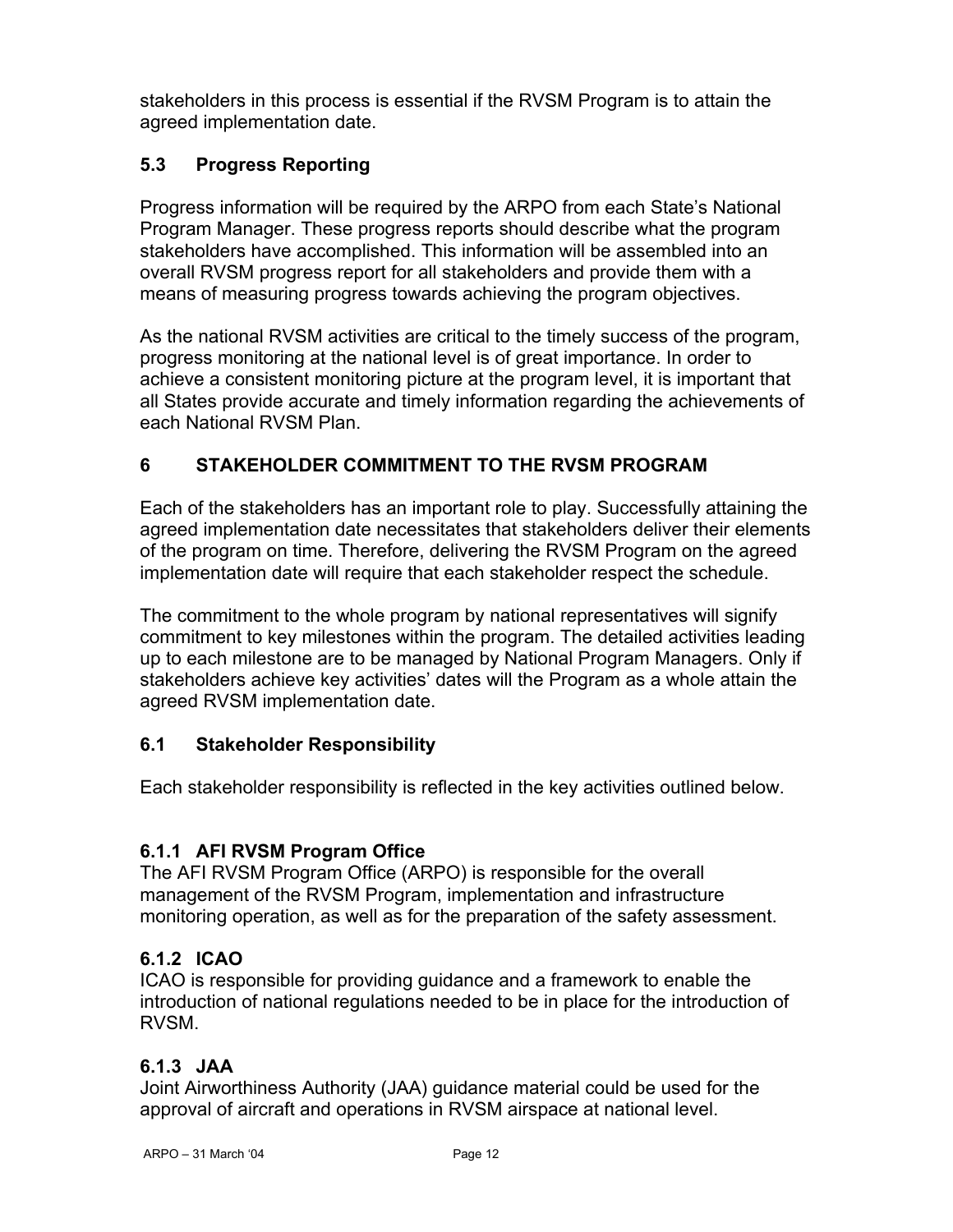stakeholders in this process is essential if the RVSM Program is to attain the agreed implementation date.

### 5.3 Progress Reporting

Progress information will be required by the ARPO from each State's National Program Manager. These progress reports should describe what the program stakeholders have accomplished. This information will be assembled into an overall RVSM progress report for all stakeholders and provide them with a means of measuring progress towards achieving the program objectives.

As the national RVSM activities are critical to the timely success of the program, progress monitoring at the national level is of great importance. In order to achieve a consistent monitoring picture at the program level, it is important that all States provide accurate and timely information regarding the achievements of each National RVSM Plan.

## 6 STAKEHOLDER COMMITMENT TO THE RVSM PROGRAM

Each of the stakeholders has an important role to play. Successfully attaining the agreed implementation date necessitates that stakeholders deliver their elements of the program on time. Therefore, delivering the RVSM Program on the agreed implementation date will require that each stakeholder respect the schedule.

The commitment to the whole program by national representatives will signify commitment to key milestones within the program. The detailed activities leading up to each milestone are to be managed by National Program Managers. Only if stakeholders achieve key activities' dates will the Program as a whole attain the agreed RVSM implementation date.

### 6.1 Stakeholder Responsibility

Each stakeholder responsibility is reflected in the key activities outlined below.

#### 6.1.1 AFI RVSM Program Office

The AFI RVSM Program Office (ARPO) is responsible for the overall management of the RVSM Program, implementation and infrastructure monitoring operation, as well as for the preparation of the safety assessment.

#### 6.1.2 ICAO

ICAO is responsible for providing guidance and a framework to enable the introduction of national regulations needed to be in place for the introduction of RVSM.

#### 6.1.3 JAA

Joint Airworthiness Authority (JAA) guidance material could be used for the approval of aircraft and operations in RVSM airspace at national level.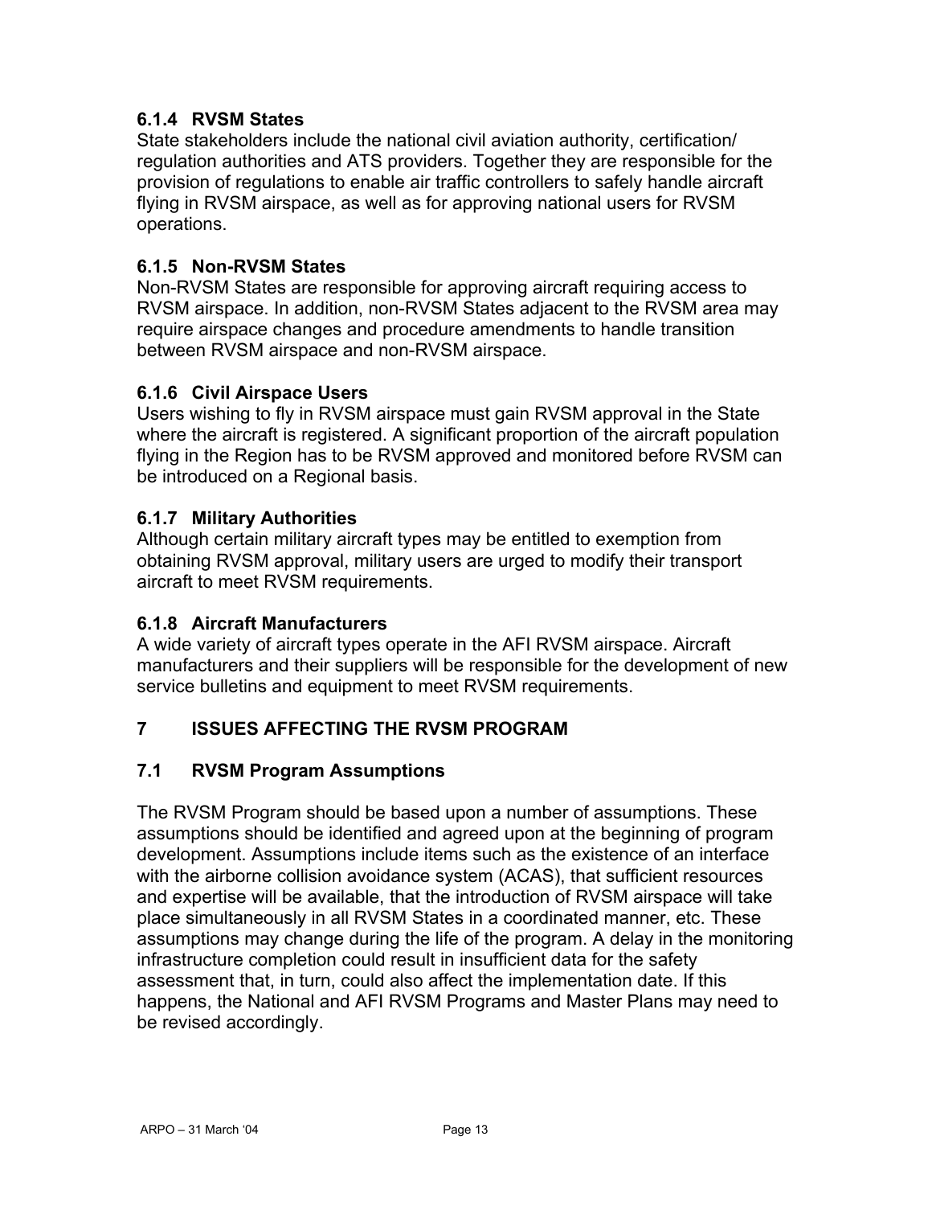### 6.1.4 RVSM States

State stakeholders include the national civil aviation authority, certification/ regulation authorities and ATS providers. Together they are responsible for the provision of regulations to enable air traffic controllers to safely handle aircraft flying in RVSM airspace, as well as for approving national users for RVSM operations.

### 6.1.5 Non-RVSM States

Non-RVSM States are responsible for approving aircraft requiring access to RVSM airspace. In addition, non-RVSM States adjacent to the RVSM area may require airspace changes and procedure amendments to handle transition between RVSM airspace and non-RVSM airspace.

### 6.1.6 Civil Airspace Users

Users wishing to fly in RVSM airspace must gain RVSM approval in the State where the aircraft is registered. A significant proportion of the aircraft population flying in the Region has to be RVSM approved and monitored before RVSM can be introduced on a Regional basis.

### 6.1.7 Military Authorities

Although certain military aircraft types may be entitled to exemption from obtaining RVSM approval, military users are urged to modify their transport aircraft to meet RVSM requirements.

### 6.1.8 Aircraft Manufacturers

A wide variety of aircraft types operate in the AFI RVSM airspace. Aircraft manufacturers and their suppliers will be responsible for the development of new service bulletins and equipment to meet RVSM requirements.

# 7 ISSUES AFFECTING THE RVSM PROGRAM

## 7.1 RVSM Program Assumptions

The RVSM Program should be based upon a number of assumptions. These assumptions should be identified and agreed upon at the beginning of program development. Assumptions include items such as the existence of an interface with the airborne collision avoidance system (ACAS), that sufficient resources and expertise will be available, that the introduction of RVSM airspace will take place simultaneously in all RVSM States in a coordinated manner, etc. These assumptions may change during the life of the program. A delay in the monitoring infrastructure completion could result in insufficient data for the safety assessment that, in turn, could also affect the implementation date. If this happens, the National and AFI RVSM Programs and Master Plans may need to be revised accordingly.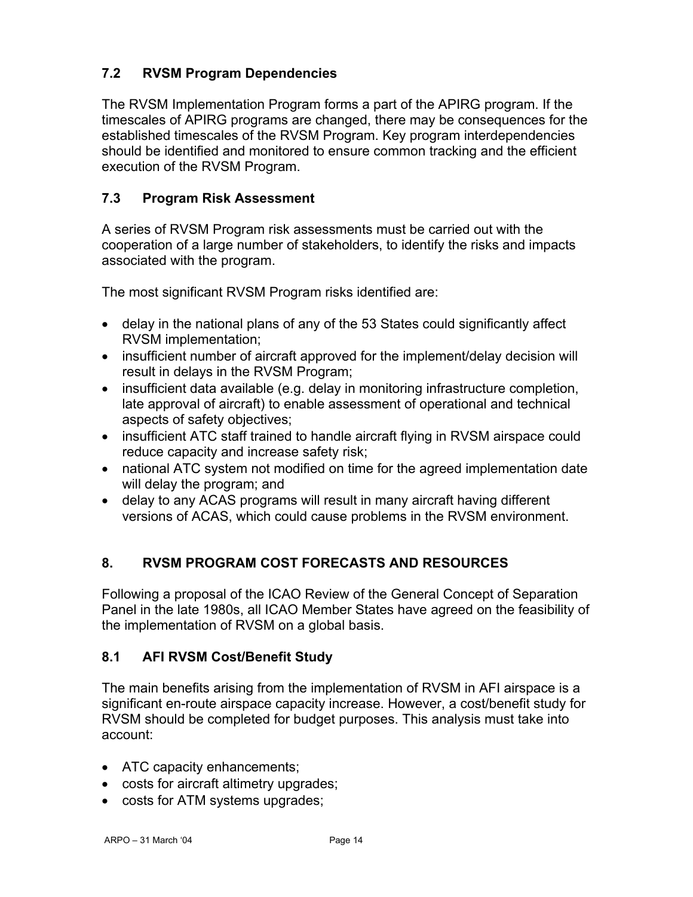### 7.2 RVSM Program Dependencies

The RVSM Implementation Program forms a part of the APIRG program. If the timescales of APIRG programs are changed, there may be consequences for the established timescales of the RVSM Program. Key program interdependencies should be identified and monitored to ensure common tracking and the efficient execution of the RVSM Program.

### 7.3 Program Risk Assessment

A series of RVSM Program risk assessments must be carried out with the cooperation of a large number of stakeholders, to identify the risks and impacts associated with the program.

The most significant RVSM Program risks identified are:

- delay in the national plans of any of the 53 States could significantly affect RVSM implementation;
- insufficient number of aircraft approved for the implement/delay decision will result in delays in the RVSM Program;
- insufficient data available (e.g. delay in monitoring infrastructure completion, late approval of aircraft) to enable assessment of operational and technical aspects of safety objectives;
- insufficient ATC staff trained to handle aircraft flying in RVSM airspace could reduce capacity and increase safety risk;
- national ATC system not modified on time for the agreed implementation date will delay the program; and
- delay to any ACAS programs will result in many aircraft having different versions of ACAS, which could cause problems in the RVSM environment.

## 8. RVSM PROGRAM COST FORECASTS AND RESOURCES

Following a proposal of the ICAO Review of the General Concept of Separation Panel in the late 1980s, all ICAO Member States have agreed on the feasibility of the implementation of RVSM on a global basis.

### 8.1 AFI RVSM Cost/Benefit Study

The main benefits arising from the implementation of RVSM in AFI airspace is a significant en-route airspace capacity increase. However, a cost/benefit study for RVSM should be completed for budget purposes. This analysis must take into account:

- ATC capacity enhancements;
- costs for aircraft altimetry upgrades;
- costs for ATM systems upgrades;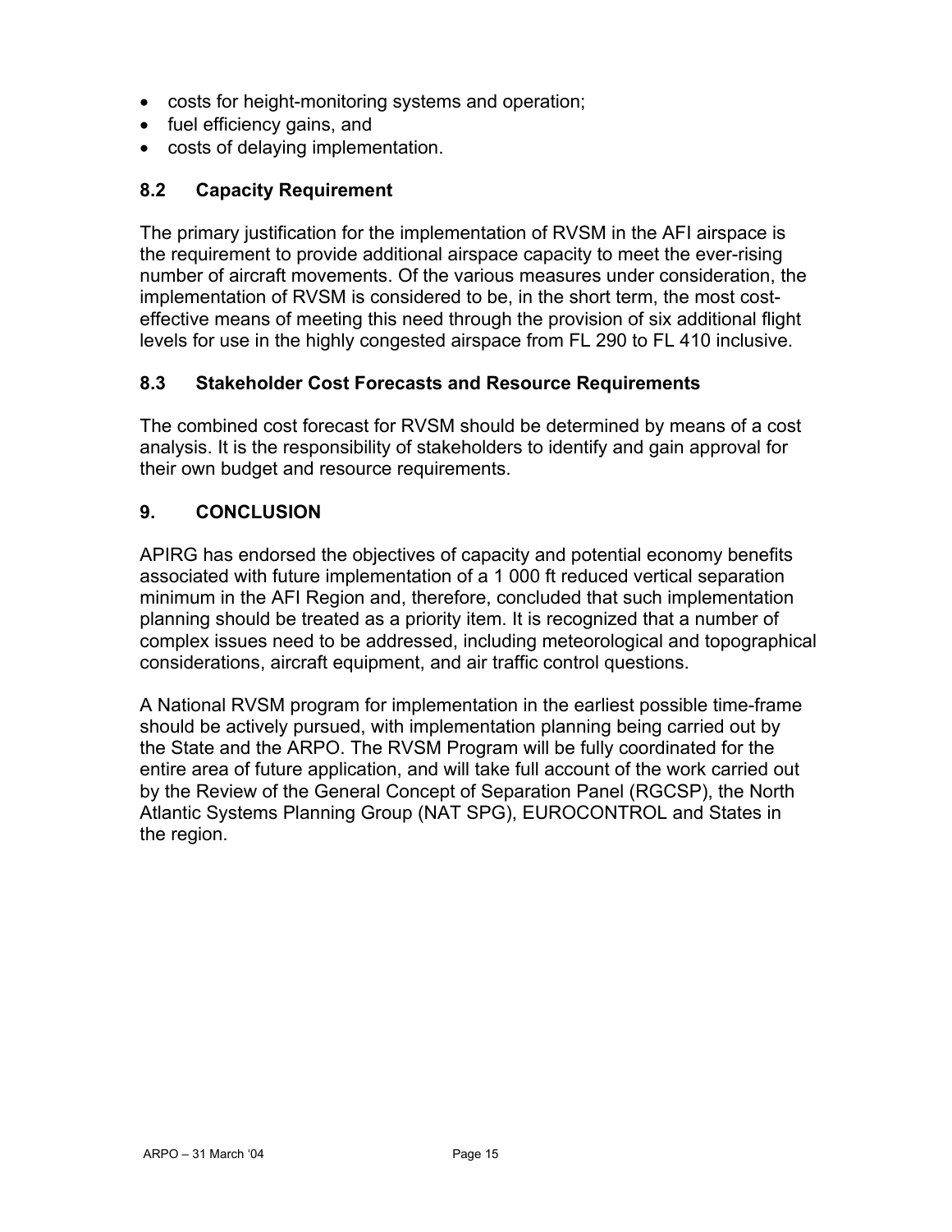- costs for height-monitoring systems and operation;
- fuel efficiency gains, and
- costs of delaying implementation.

### 8.2 Capacity Requirement

The primary justification for the implementation of RVSM in the AFI airspace is the requirement to provide additional airspace capacity to meet the ever-rising number of aircraft movements. Of the various measures under consideration, the implementation of RVSM is considered to be, in the short term, the most cost-effective means of meeting this need through the provision of six additional flight levels for use in the highly congested airspace from FL 290 to FL 410 inclusive.

### 8.3 Stakeholder Cost Forecasts and Resource Requirements

The combined cost forecast for RVSM should be determined by means of a cost analysis. It is the responsibility of stakeholders to identify and gain approval for their own budget and resource requirements.

## 9. CONCLUSION

APIRG has endorsed the objectives of capacity and potential economy benefits associated with future implementation of a 1 000 ft reduced vertical separation minimum in the AFI Region and, therefore, concluded that such implementation planning should be treated as a priority item. It is recognized that a number of complex issues need to be addressed, including meteorological and topographical considerations, aircraft equipment, and air traffic control questions.

A National RVSM program for implementation in the earliest possible time-frame should be actively pursued, with implementation planning being carried out by the State and the ARPO. The RVSM Program will be fully coordinated for the entire area of future application, and will take full account of the work carried out by the Review of the General Concept of Separation Panel (RGCSP), the North Atlantic Systems Planning Group (NAT SPG), EUROCONTROL and States in the region.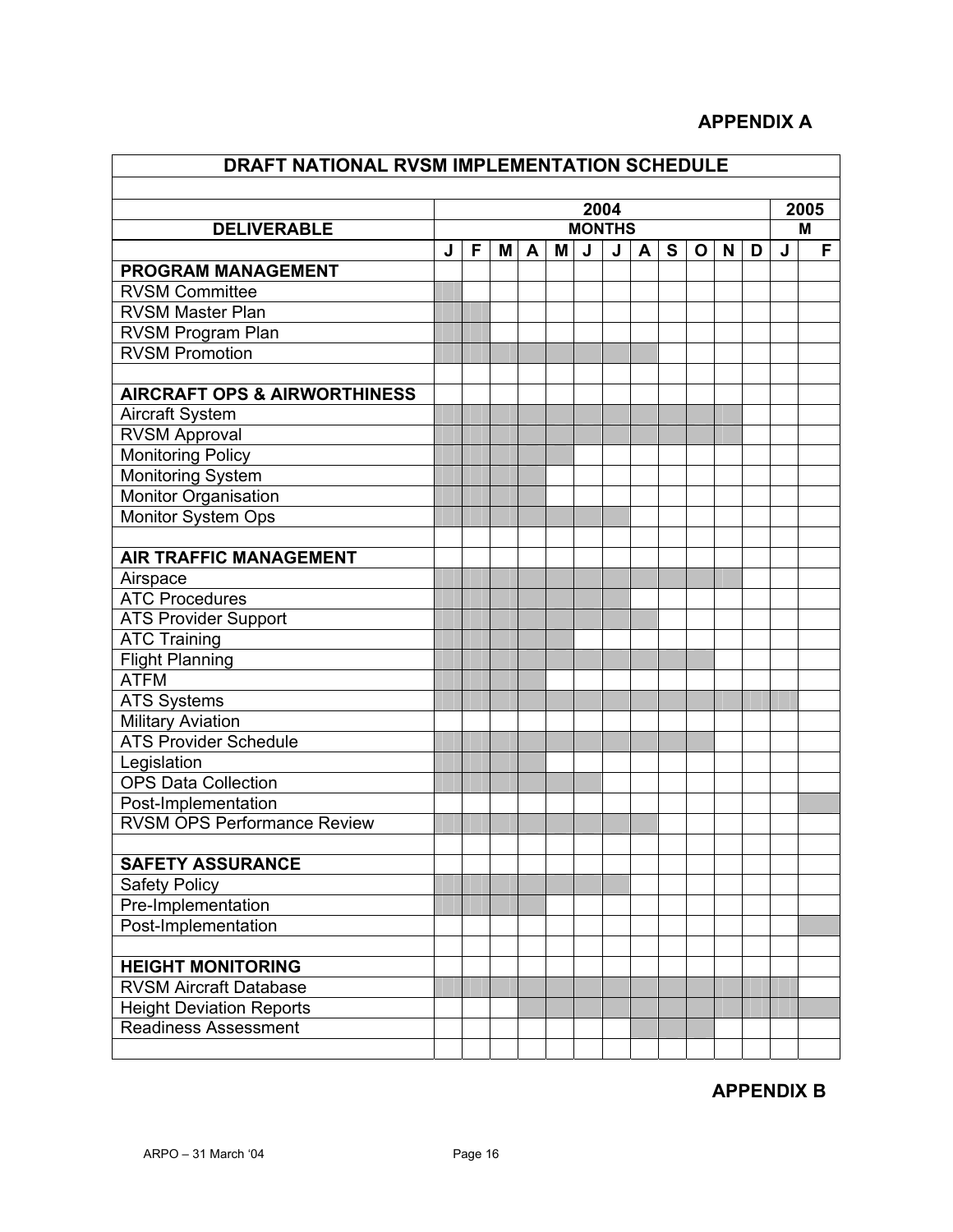**APPENDIX A**

| DRAFT NATIONAL RVSM IMPLEMENTATION SCHEDULE | | | | | | | | | | | | | | |
|---|---|---|---|---|---|---|---|---|---|---|---|---|---|---|
| | 2004 | | | | | | | | | | | | 2005 | |
| DELIVERABLE | MONTHS | | | | | | | | | | | | M | |
| | J | F | M | A | M | J | J | A | S | O | N | D | J | F |
| **PROGRAM MANAGEMENT** | | | | | | | | | | | | | | |
| RVSM Committee | ■ | | | | | | | | | | | | | |
| RVSM Master Plan | ■ | ■ | | | | | | | | | | | | |
| RVSM Program Plan | ■ | ■ | | | | | | | | | | | | |
| RVSM Promotion | ■ | ■ | ■ | ■ | ■ | ■ | ■ | ■ | | | | | | |
| | | | | | | | | | | | | | | |
| **AIRCRAFT OPS & AIRWORTHINESS** | | | | | | | | | | | | | | |
| Aircraft System | ■ | ■ | ■ | ■ | ■ | ■ | ■ | ■ | ■ | ■ | ■ | | | |
| RVSM Approval | ■ | ■ | ■ | ■ | ■ | ■ | ■ | ■ | ■ | ■ | ■ | | | |
| Monitoring Policy | ■ | ■ | ■ | ■ | ■ | | | | | | | | | |
| Monitoring System | ■ | ■ | ■ | ■ | | | | | | | | | | |
| Monitor Organisation | ■ | ■ | ■ | ■ | | | | | | | | | | |
| Monitor System Ops | ■ | ■ | ■ | ■ | ■ | ■ | ■ | | | | | | | |
| | | | | | | | | | | | | | | |
| **AIR TRAFFIC MANAGEMENT** | | | | | | | | | | | | | | |
| Airspace | ■ | ■ | ■ | ■ | ■ | ■ | ■ | ■ | ■ | ■ | ■ | | | |
| ATC Procedures | ■ | ■ | ■ | ■ | ■ | ■ | ■ | | | | | | | |
| ATS Provider Support | ■ | ■ | ■ | ■ | ■ | ■ | ■ | ■ | | | | | | |
| ATC Training | ■ | ■ | ■ | ■ | ■ | | | | | | | | | |
| Flight Planning | ■ | ■ | ■ | ■ | ■ | ■ | ■ | ■ | ■ | ■ | | | | |
| ATFM | ■ | ■ | ■ | ■ | | | | | | | | | | |
| ATS Systems | ■ | ■ | ■ | ■ | ■ | ■ | ■ | ■ | ■ | ■ | ■ | ■ | ■ | |
| Military Aviation | | | | | | | | | | | | | | |
| ATS Provider Schedule | ■ | ■ | ■ | ■ | ■ | ■ | ■ | ■ | ■ | ■ | | | | |
| Legislation | ■ | ■ | ■ | ■ | | | | | | | | | | |
| OPS Data Collection | ■ | ■ | ■ | ■ | ■ | ■ | | | | | | | | |
| Post-Implementation | | | | | | | | | | | | | | ■ |
| RVSM OPS Performance Review | ■ | ■ | ■ | ■ | ■ | ■ | ■ | ■ | | | | | | |
| | | | | | | | | | | | | | | |
| **SAFETY ASSURANCE** | | | | | | | | | | | | | | |
| Safety Policy | ■ | ■ | ■ | ■ | ■ | ■ | ■ | | | | | | | |
| Pre-Implementation | ■ | ■ | ■ | ■ | | | | | | | | | | |
| Post-Implementation | | | | | | | | | | | | | | ■ |
| | | | | | | | | | | | | | | |
| **HEIGHT MONITORING** | | | | | | | | | | | | | | |
| RVSM Aircraft Database | ■ | ■ | ■ | ■ | ■ | ■ | ■ | ■ | ■ | ■ | ■ | ■ | ■ | |
| Height Deviation Reports | | | | ■ | ■ | ■ | ■ | ■ | ■ | ■ | ■ | ■ | ■ | ■ |
| Readiness Assessment | | | | | | | | ■ | ■ | ■ | | | | |
| | | | | | | | | | | | | | | |

**APPENDIX B**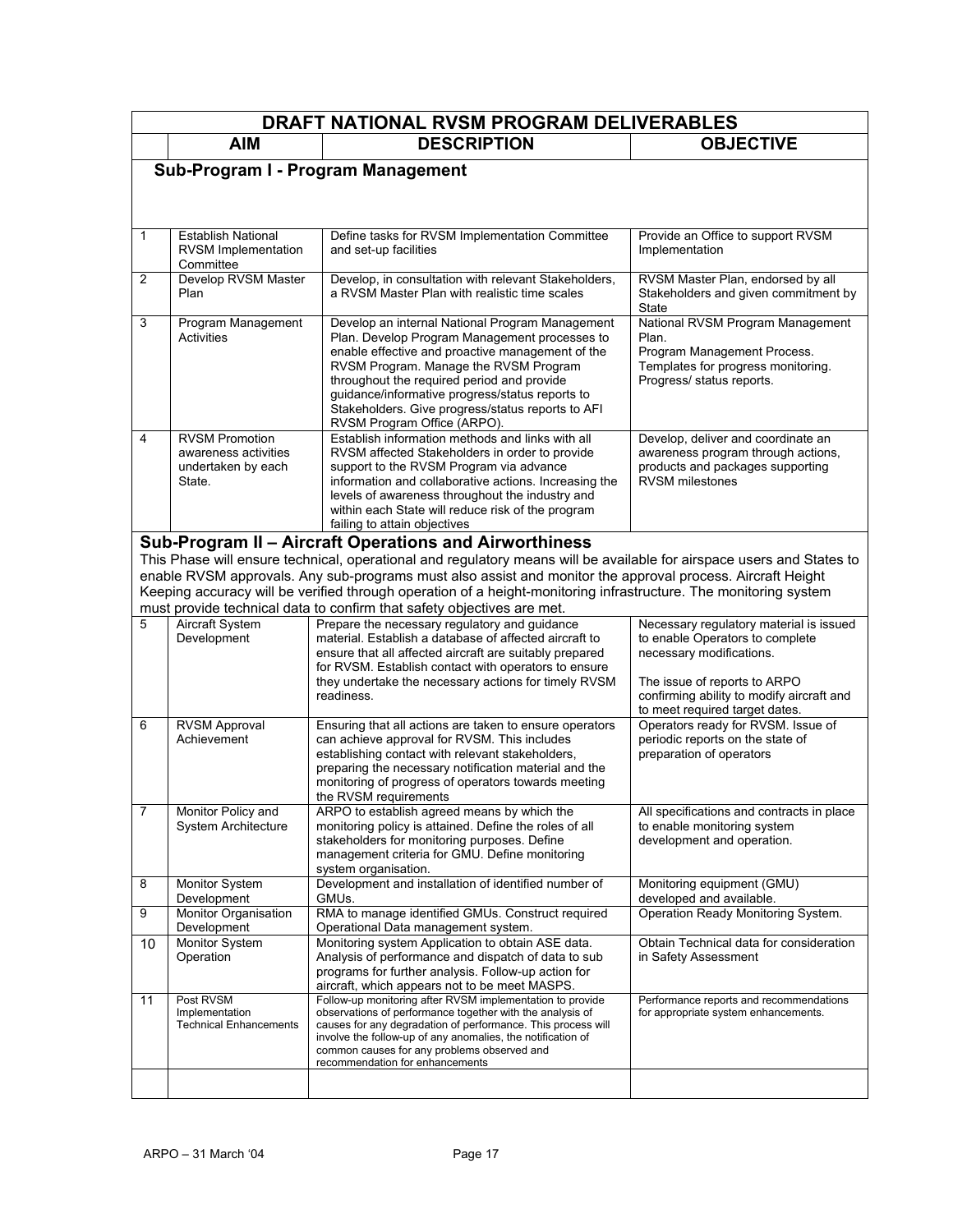| | DRAFT NATIONAL RVSM PROGRAM DELIVERABLES | | |
|---|---|---|---|
| | **AIM** | **DESCRIPTION** | **OBJECTIVE** |
| | **Sub-Program I - Program Management** | | |
| 1 | Establish National RVSM Implementation Committee | Define tasks for RVSM Implementation Committee and set-up facilities | Provide an Office to support RVSM Implementation |
| 2 | Develop RVSM Master Plan | Develop, in consultation with relevant Stakeholders, a RVSM Master Plan with realistic time scales | RVSM Master Plan, endorsed by all Stakeholders and given commitment by State |
| 3 | Program Management Activities | Develop an internal National Program Management Plan. Develop Program Management processes to enable effective and proactive management of the RVSM Program. Manage the RVSM Program throughout the required period and provide guidance/informative progress/status reports to Stakeholders. Give progress/status reports to AFI RVSM Program Office (ARPO). | National RVSM Program Management Plan. Program Management Process. Templates for progress monitoring. Progress/ status reports. |
| 4 | RVSM Promotion awareness activities undertaken by each State. | Establish information methods and links with all RVSM affected Stakeholders in order to provide support to the RVSM Program via advance information and collaborative actions. Increasing the levels of awareness throughout the industry and within each State will reduce risk of the program failing to attain objectives | Develop, deliver and coordinate an awareness program through actions, products and packages supporting RVSM milestones |
| | **Sub-Program II – Aircraft Operations and Airworthiness** This Phase will ensure technical, operational and regulatory means will be available for airspace users and States to enable RVSM approvals. Any sub-programs must also assist and monitor the approval process. Aircraft Height Keeping accuracy will be verified through operation of a height-monitoring infrastructure. The monitoring system must provide technical data to confirm that safety objectives are met. | | |
| 5 | Aircraft System Development | Prepare the necessary regulatory and guidance material. Establish a database of affected aircraft to ensure that all affected aircraft are suitably prepared for RVSM. Establish contact with operators to ensure they undertake the necessary actions for timely RVSM readiness. | Necessary regulatory material is issued to enable Operators to complete necessary modifications. The issue of reports to ARPO confirming ability to modify aircraft and to meet required target dates. |
| 6 | RVSM Approval Achievement | Ensuring that all actions are taken to ensure operators can achieve approval for RVSM. This includes establishing contact with relevant stakeholders, preparing the necessary notification material and the monitoring of progress of operators towards meeting the RVSM requirements | Operators ready for RVSM. Issue of periodic reports on the state of preparation of operators |
| 7 | Monitor Policy and System Architecture | ARPO to establish agreed means by which the monitoring policy is attained. Define the roles of all stakeholders for monitoring purposes. Define management criteria for GMU. Define monitoring system organisation. | All specifications and contracts in place to enable monitoring system development and operation. |
| 8 | Monitor System Development | Development and installation of identified number of GMUs. | Monitoring equipment (GMU) developed and available. |
| 9 | Monitor Organisation Development | RMA to manage identified GMUs. Construct required Operational Data management system. | Operation Ready Monitoring System. |
| 10 | Monitor System Operation | Monitoring system Application to obtain ASE data. Analysis of performance and dispatch of data to sub programs for further analysis. Follow-up action for aircraft, which appears not to be meet MASPS. | Obtain Technical data for consideration in Safety Assessment |
| 11 | Post RVSM Implementation Technical Enhancements | Follow-up monitoring after RVSM implementation to provide observations of performance together with the analysis of causes for any degradation of performance. This process will involve the follow-up of any anomalies, the notification of common causes for any problems observed and recommendation for enhancements | Performance reports and recommendations for appropriate system enhancements. |
| | | | |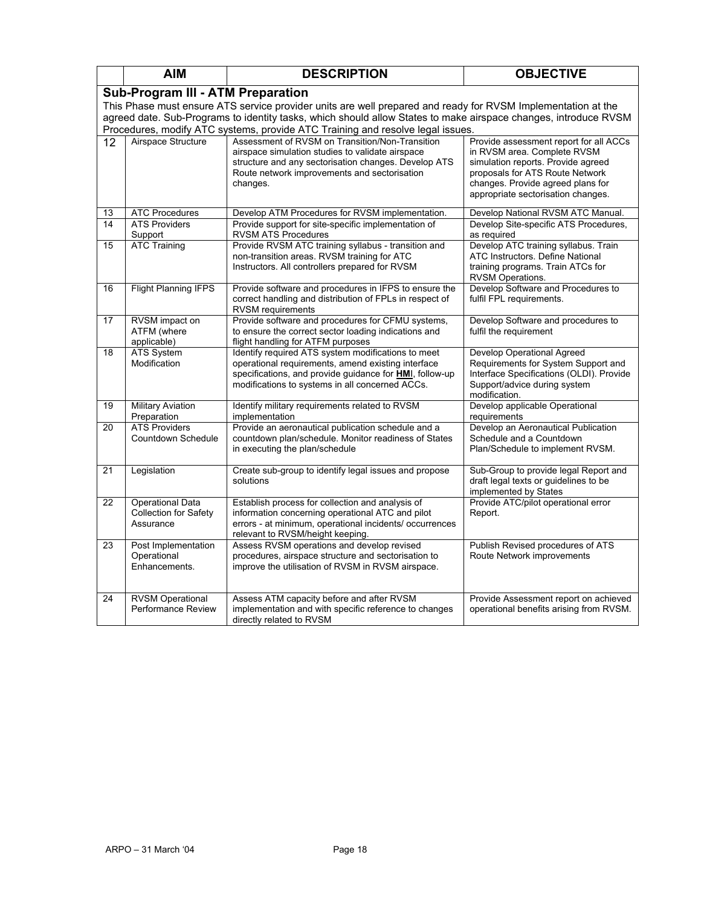|  | AIM | DESCRIPTION | OBJECTIVE |
|---|---|---|---|
| **Sub-Program III - ATM Preparation**<br>This Phase must ensure ATS service provider units are well prepared and ready for RVSM Implementation at the agreed date. Sub-Programs to identity tasks, which should allow States to make airspace changes, introduce RVSM Procedures, modify ATC systems, provide ATC Training and resolve legal issues. | | | |
| 12 | Airspace Structure | Assessment of RVSM on Transition/Non-Transition airspace simulation studies to validate airspace structure and any sectorisation changes. Develop ATS Route network improvements and sectorisation changes. | Provide assessment report for all ACCs in RVSM area. Complete RVSM simulation reports. Provide agreed proposals for ATS Route Network changes. Provide agreed plans for appropriate sectorisation changes. |
| 13 | ATC Procedures | Develop ATM Procedures for RVSM implementation. | Develop National RVSM ATC Manual. |
| 14 | ATS Providers Support | Provide support for site-specific implementation of RVSM ATS Procedures | Develop Site-specific ATS Procedures, as required |
| 15 | ATC Training | Provide RVSM ATC training syllabus - transition and non-transition areas. RVSM training for ATC Instructors. All controllers prepared for RVSM | Develop ATC training syllabus. Train ATC Instructors. Define National training programs. Train ATCs for RVSM Operations. |
| 16 | Flight Planning IFPS | Provide software and procedures in IFPS to ensure the correct handling and distribution of FPLs in respect of RVSM requirements | Develop Software and Procedures to fulfil FPL requirements. |
| 17 | RVSM impact on ATFM (where applicable) | Provide software and procedures for CFMU systems, to ensure the correct sector loading indications and flight handling for ATFM purposes | Develop Software and procedures to fulfil the requirement |
| 18 | ATS System Modification | Identify required ATS system modifications to meet operational requirements, amend existing interface specifications, and provide guidance for **HMI**, follow-up modifications to systems in all concerned ACCs. | Develop Operational Agreed Requirements for System Support and Interface Specifications (OLDI). Provide Support/advice during system modification. |
| 19 | Military Aviation Preparation | Identify military requirements related to RVSM implementation | Develop applicable Operational requirements |
| 20 | ATS Providers Countdown Schedule | Provide an aeronautical publication schedule and a countdown plan/schedule. Monitor readiness of States in executing the plan/schedule | Develop an Aeronautical Publication Schedule and a Countdown Plan/Schedule to implement RVSM. |
| 21 | Legislation | Create sub-group to identify legal issues and propose solutions | Sub-Group to provide legal Report and draft legal texts or guidelines to be implemented by States |
| 22 | Operational Data Collection for Safety Assurance | Establish process for collection and analysis of information concerning operational ATC and pilot errors - at minimum, operational incidents/ occurrences relevant to RVSM/height keeping. | Provide ATC/pilot operational error Report. |
| 23 | Post Implementation Operational Enhancements. | Assess RVSM operations and develop revised procedures, airspace structure and sectorisation to improve the utilisation of RVSM in RVSM airspace. | Publish Revised procedures of ATS Route Network improvements |
| 24 | RVSM Operational Performance Review | Assess ATM capacity before and after RVSM implementation and with specific reference to changes directly related to RVSM | Provide Assessment report on achieved operational benefits arising from RVSM. |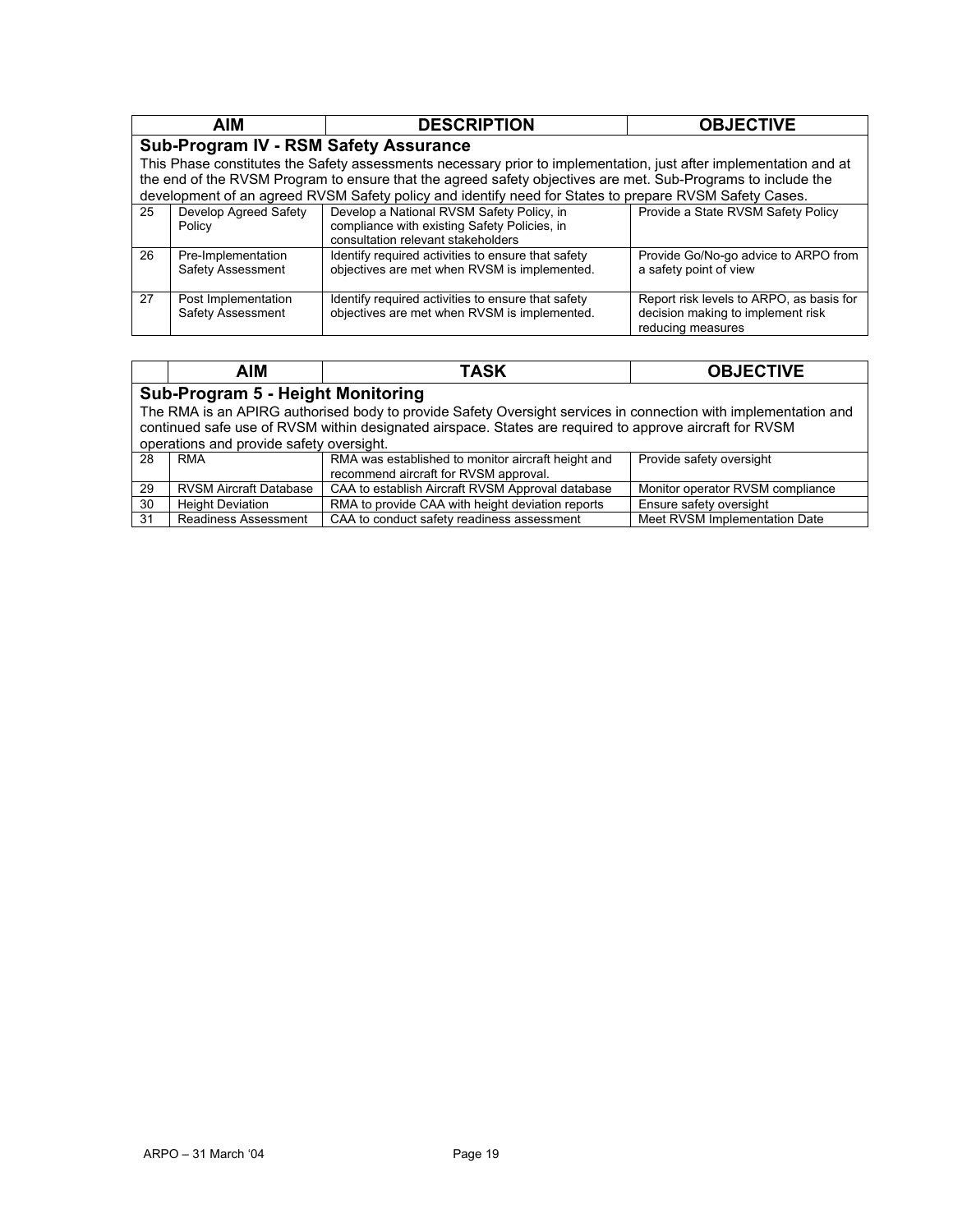| AIM | | DESCRIPTION | OBJECTIVE |
|---|---|---|---|
| **Sub-Program IV - RSM Safety Assurance**<br>This Phase constitutes the Safety assessments necessary prior to implementation, just after implementation and at the end of the RVSM Program to ensure that the agreed safety objectives are met. Sub-Programs to include the development of an agreed RVSM Safety policy and identify need for States to prepare RVSM Safety Cases. | | | |
| 25 | Develop Agreed Safety Policy | Develop a National RVSM Safety Policy, in compliance with existing Safety Policies, in consultation relevant stakeholders | Provide a State RVSM Safety Policy |
| 26 | Pre-Implementation Safety Assessment | Identify required activities to ensure that safety objectives are met when RVSM is implemented. | Provide Go/No-go advice to ARPO from a safety point of view |
| 27 | Post Implementation Safety Assessment | Identify required activities to ensure that safety objectives are met when RVSM is implemented. | Report risk levels to ARPO, as basis for decision making to implement risk reducing measures |

| | AIM | TASK | OBJECTIVE |
|---|---|---|---|
| **Sub-Program 5 - Height Monitoring**<br>The RMA is an APIRG authorised body to provide Safety Oversight services in connection with implementation and continued safe use of RVSM within designated airspace. States are required to approve aircraft for RVSM operations and provide safety oversight. | | | |
| 28 | RMA | RMA was established to monitor aircraft height and recommend aircraft for RVSM approval. | Provide safety oversight |
| 29 | RVSM Aircraft Database | CAA to establish Aircraft RVSM Approval database | Monitor operator RVSM compliance |
| 30 | Height Deviation | RMA to provide CAA with height deviation reports | Ensure safety oversight |
| 31 | Readiness Assessment | CAA to conduct safety readiness assessment | Meet RVSM Implementation Date |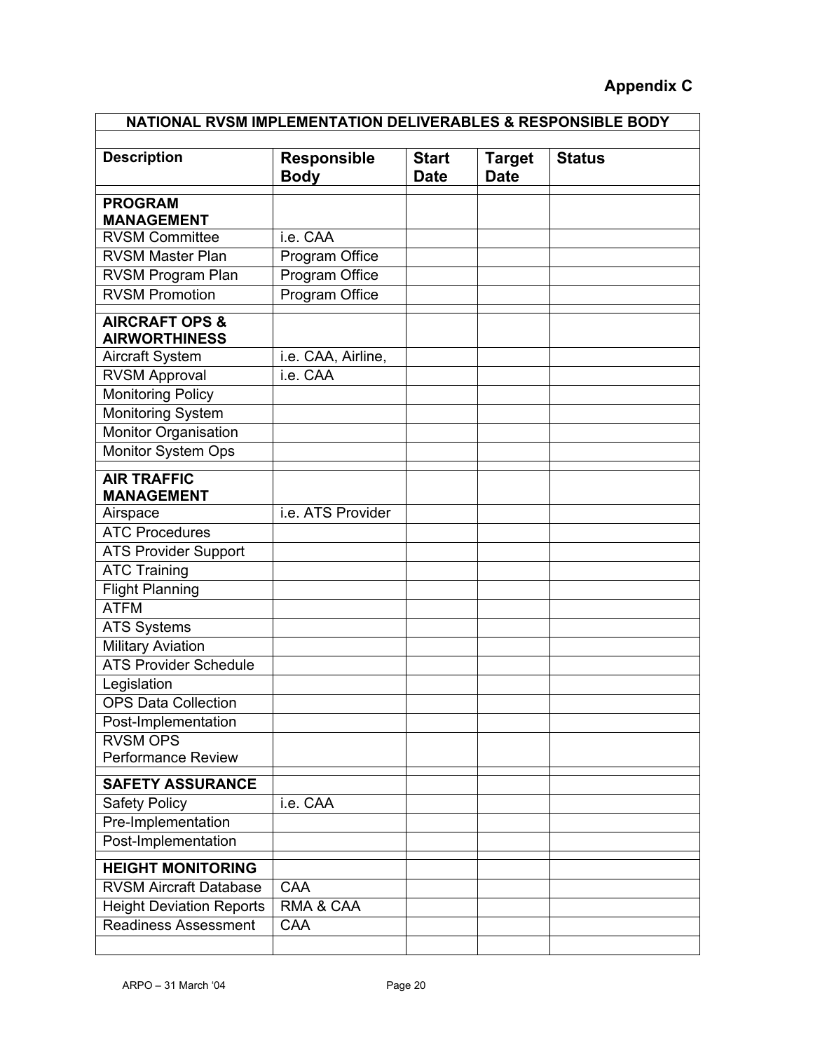# Appendix C

| NATIONAL RVSM IMPLEMENTATION DELIVERABLES & RESPONSIBLE BODY | | | | |
|---|---|---|---|---|
| **Description** | **Responsible Body** | **Start Date** | **Target Date** | **Status** |
| **PROGRAM MANAGEMENT** | | | | |
| RVSM Committee | i.e. CAA | | | |
| RVSM Master Plan | Program Office | | | |
| RVSM Program Plan | Program Office | | | |
| RVSM Promotion | Program Office | | | |
| **AIRCRAFT OPS & AIRWORTHINESS** | | | | |
| Aircraft System | i.e. CAA, Airline, | | | |
| RVSM Approval | i.e. CAA | | | |
| Monitoring Policy | | | | |
| Monitoring System | | | | |
| Monitor Organisation | | | | |
| Monitor System Ops | | | | |
| **AIR TRAFFIC MANAGEMENT** | | | | |
| Airspace | i.e. ATS Provider | | | |
| ATC Procedures | | | | |
| ATS Provider Support | | | | |
| ATC Training | | | | |
| Flight Planning | | | | |
| ATFM | | | | |
| ATS Systems | | | | |
| Military Aviation | | | | |
| ATS Provider Schedule | | | | |
| Legislation | | | | |
| OPS Data Collection | | | | |
| Post-Implementation | | | | |
| RVSM OPS Performance Review | | | | |
| **SAFETY ASSURANCE** | | | | |
| Safety Policy | i.e. CAA | | | |
| Pre-Implementation | | | | |
| Post-Implementation | | | | |
| **HEIGHT MONITORING** | | | | |
| RVSM Aircraft Database | CAA | | | |
| Height Deviation Reports | RMA & CAA | | | |
| Readiness Assessment | CAA | | | |
| | | | | |

ARPO – 31 March '04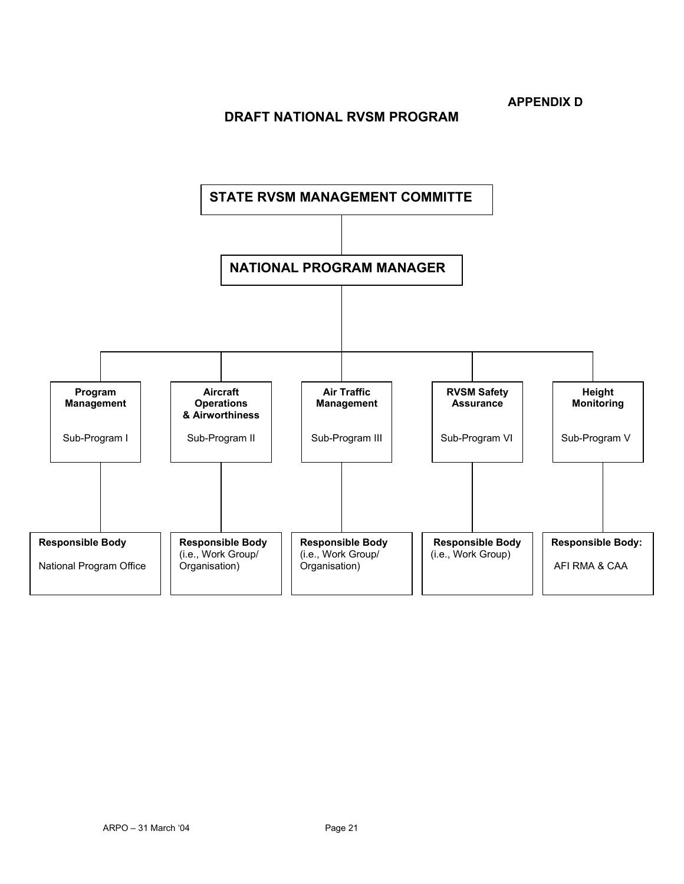**APPENDIX D**

## DRAFT NATIONAL RVSM PROGRAM

**STATE RVSM MANAGEMENT COMMITTE**

**NATIONAL PROGRAM MANAGER**

| **Program Management** | **Aircraft Operations & Airworthiness** | **Air Traffic Management** | **RVSM Safety Assurance** | **Height Monitoring** |
|---|---|---|---|---|
| Sub-Program I | Sub-Program II | Sub-Program III | Sub-Program VI | Sub-Program V |
| **Responsible Body** National Program Office | **Responsible Body** (i.e., Work Group/ Organisation) | **Responsible Body** (i.e., Work Group/ Organisation) | **Responsible Body** (i.e., Work Group) | **Responsible Body:** AFI RMA & CAA |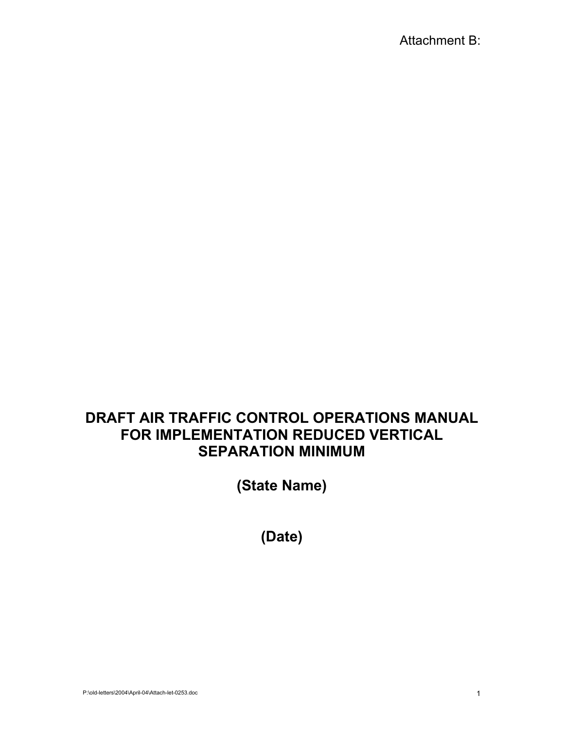Attachment B:

# DRAFT AIR TRAFFIC CONTROL OPERATIONS MANUAL FOR IMPLEMENTATION REDUCED VERTICAL SEPARATION MINIMUM

## (State Name)

## (Date)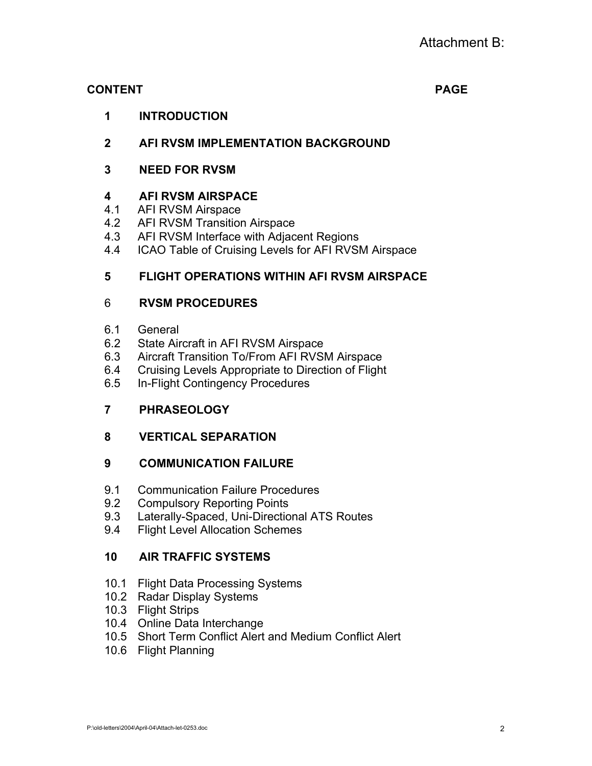Attachment B:

**CONTENT** **PAGE**

**1 INTRODUCTION**

**2 AFI RVSM IMPLEMENTATION BACKGROUND**

**3 NEED FOR RVSM**

**4 AFI RVSM AIRSPACE**

4.1 AFI RVSM Airspace
4.2 AFI RVSM Transition Airspace
4.3 AFI RVSM Interface with Adjacent Regions
4.4 ICAO Table of Cruising Levels for AFI RVSM Airspace

**5 FLIGHT OPERATIONS WITHIN AFI RVSM AIRSPACE**

6 **RVSM PROCEDURES**

6.1 General
6.2 State Aircraft in AFI RVSM Airspace
6.3 Aircraft Transition To/From AFI RVSM Airspace
6.4 Cruising Levels Appropriate to Direction of Flight
6.5 In-Flight Contingency Procedures

**7 PHRASEOLOGY**

**8 VERTICAL SEPARATION**

**9 COMMUNICATION FAILURE**

9.1 Communication Failure Procedures
9.2 Compulsory Reporting Points
9.3 Laterally-Spaced, Uni-Directional ATS Routes
9.4 Flight Level Allocation Schemes

**10 AIR TRAFFIC SYSTEMS**

10.1 Flight Data Processing Systems
10.2 Radar Display Systems
10.3 Flight Strips
10.4 Online Data Interchange
10.5 Short Term Conflict Alert and Medium Conflict Alert
10.6 Flight Planning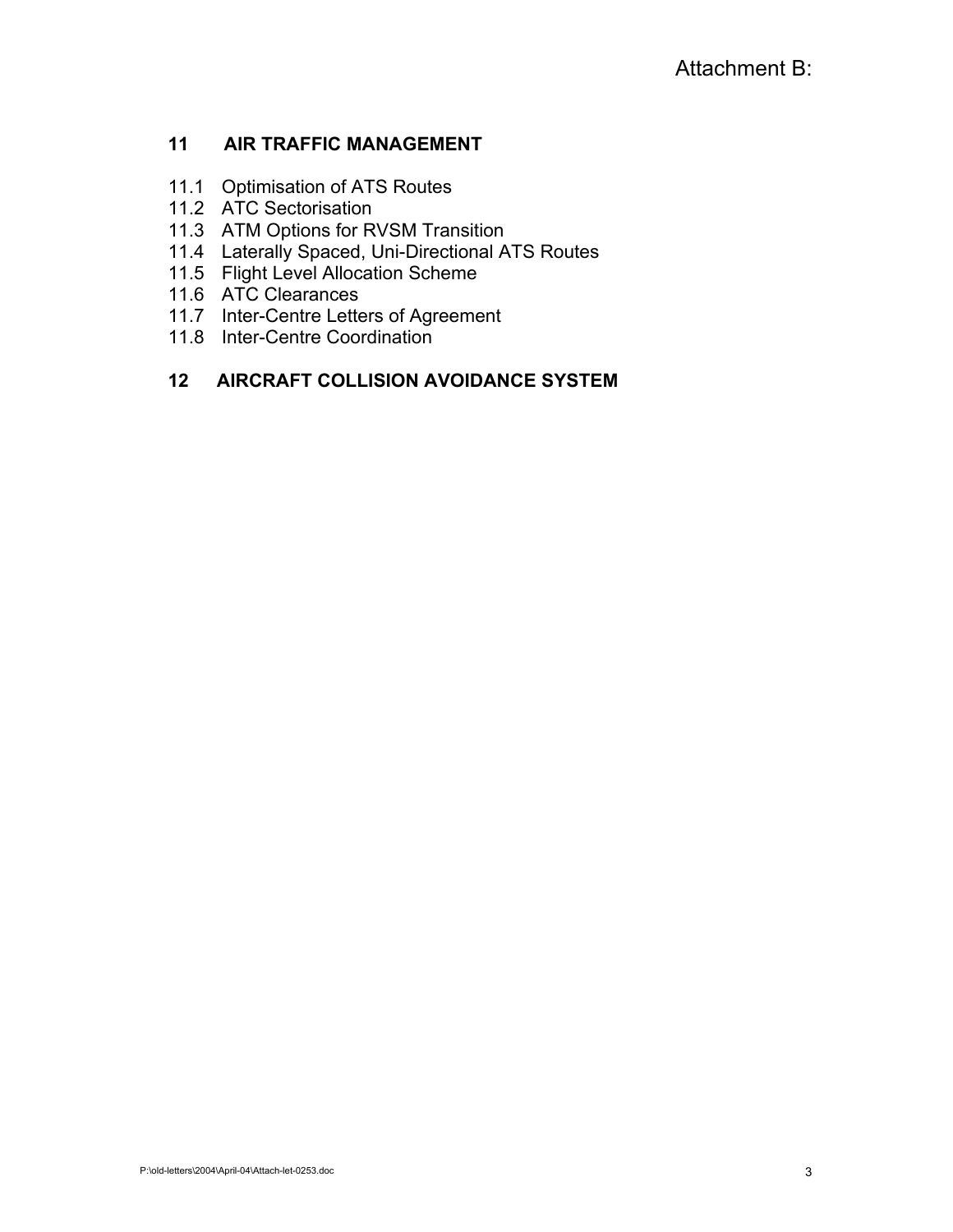Attachment B:

## 11 AIR TRAFFIC MANAGEMENT

11.1 Optimisation of ATS Routes
11.2 ATC Sectorisation
11.3 ATM Options for RVSM Transition
11.4 Laterally Spaced, Uni-Directional ATS Routes
11.5 Flight Level Allocation Scheme
11.6 ATC Clearances
11.7 Inter-Centre Letters of Agreement
11.8 Inter-Centre Coordination

## 12 AIRCRAFT COLLISION AVOIDANCE SYSTEM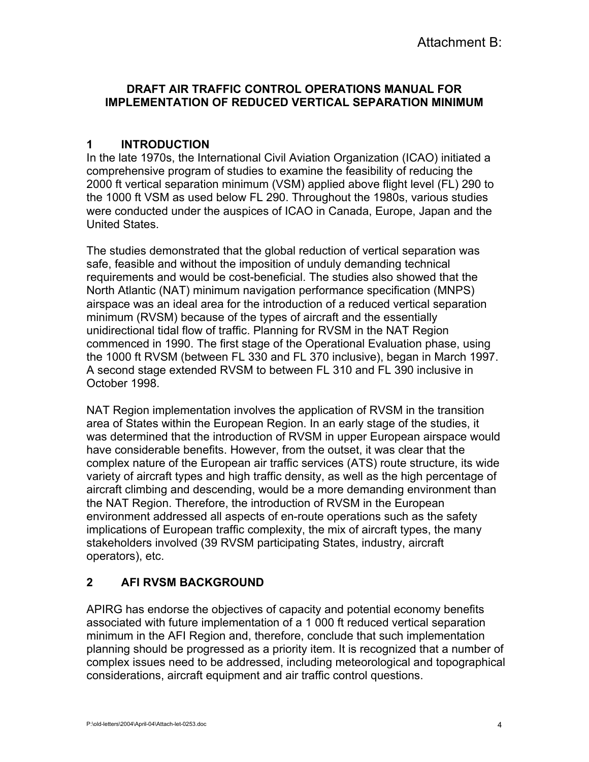Attachment B:

# DRAFT AIR TRAFFIC CONTROL OPERATIONS MANUAL FOR IMPLEMENTATION OF REDUCED VERTICAL SEPARATION MINIMUM

## 1 INTRODUCTION

In the late 1970s, the International Civil Aviation Organization (ICAO) initiated a comprehensive program of studies to examine the feasibility of reducing the 2000 ft vertical separation minimum (VSM) applied above flight level (FL) 290 to the 1000 ft VSM as used below FL 290. Throughout the 1980s, various studies were conducted under the auspices of ICAO in Canada, Europe, Japan and the United States.

The studies demonstrated that the global reduction of vertical separation was safe, feasible and without the imposition of unduly demanding technical requirements and would be cost-beneficial. The studies also showed that the North Atlantic (NAT) minimum navigation performance specification (MNPS) airspace was an ideal area for the introduction of a reduced vertical separation minimum (RVSM) because of the types of aircraft and the essentially unidirectional tidal flow of traffic. Planning for RVSM in the NAT Region commenced in 1990. The first stage of the Operational Evaluation phase, using the 1000 ft RVSM (between FL 330 and FL 370 inclusive), began in March 1997. A second stage extended RVSM to between FL 310 and FL 390 inclusive in October 1998.

NAT Region implementation involves the application of RVSM in the transition area of States within the European Region. In an early stage of the studies, it was determined that the introduction of RVSM in upper European airspace would have considerable benefits. However, from the outset, it was clear that the complex nature of the European air traffic services (ATS) route structure, its wide variety of aircraft types and high traffic density, as well as the high percentage of aircraft climbing and descending, would be a more demanding environment than the NAT Region. Therefore, the introduction of RVSM in the European environment addressed all aspects of en-route operations such as the safety implications of European traffic complexity, the mix of aircraft types, the many stakeholders involved (39 RVSM participating States, industry, aircraft operators), etc.

## 2 AFI RVSM BACKGROUND

APIRG has endorse the objectives of capacity and potential economy benefits associated with future implementation of a 1 000 ft reduced vertical separation minimum in the AFI Region and, therefore, conclude that such implementation planning should be progressed as a priority item. It is recognized that a number of complex issues need to be addressed, including meteorological and topographical considerations, aircraft equipment and air traffic control questions.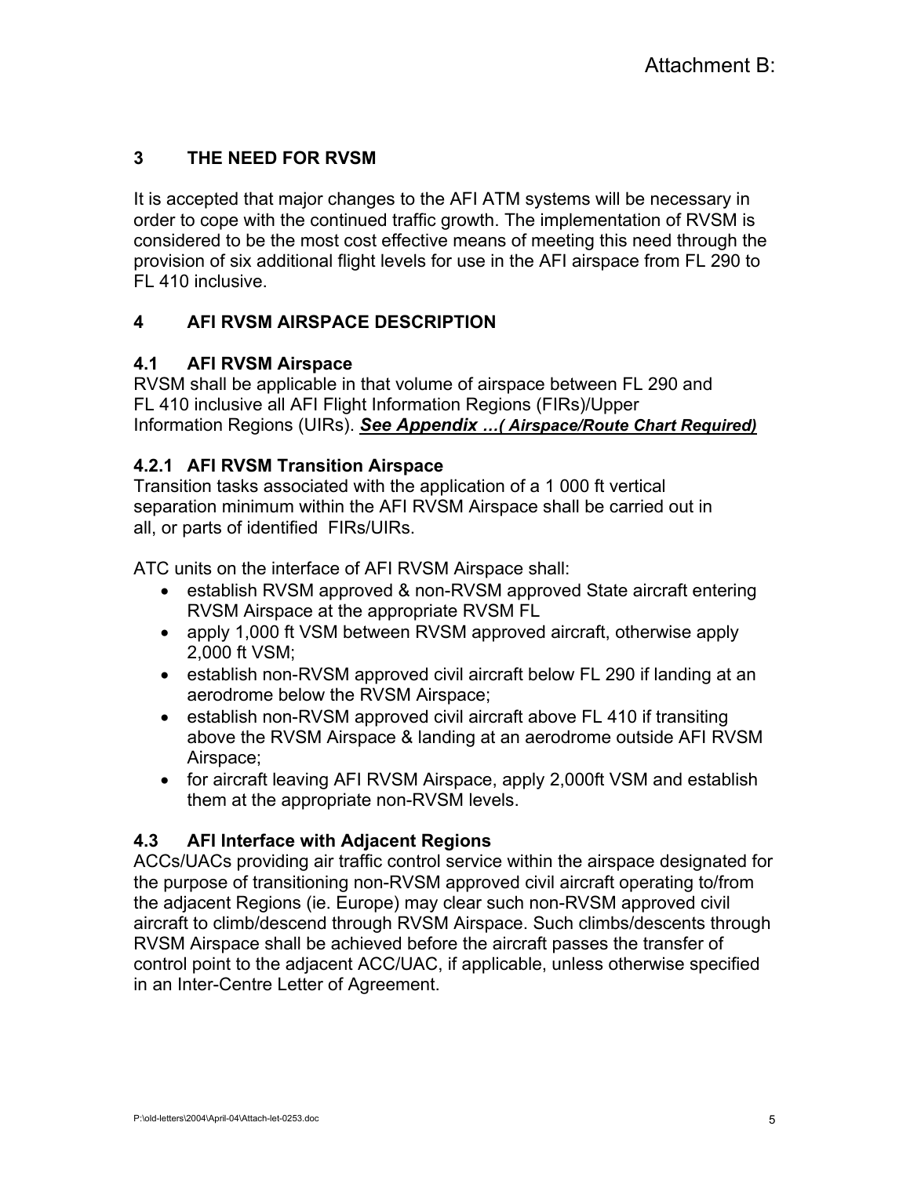Attachment B:

## 3 THE NEED FOR RVSM

It is accepted that major changes to the AFI ATM systems will be necessary in order to cope with the continued traffic growth. The implementation of RVSM is considered to be the most cost effective means of meeting this need through the provision of six additional flight levels for use in the AFI airspace from FL 290 to FL 410 inclusive.

## 4 AFI RVSM AIRSPACE DESCRIPTION

### 4.1 AFI RVSM Airspace

RVSM shall be applicable in that volume of airspace between FL 290 and FL 410 inclusive all AFI Flight Information Regions (FIRs)/Upper Information Regions (UIRs). ***See Appendix …( Airspace/Route Chart Required)***

### 4.2.1 AFI RVSM Transition Airspace

Transition tasks associated with the application of a 1 000 ft vertical separation minimum within the AFI RVSM Airspace shall be carried out in all, or parts of identified FIRs/UIRs.

ATC units on the interface of AFI RVSM Airspace shall:

- establish RVSM approved & non-RVSM approved State aircraft entering RVSM Airspace at the appropriate RVSM FL
- apply 1,000 ft VSM between RVSM approved aircraft, otherwise apply 2,000 ft VSM;
- establish non-RVSM approved civil aircraft below FL 290 if landing at an aerodrome below the RVSM Airspace;
- establish non-RVSM approved civil aircraft above FL 410 if transiting above the RVSM Airspace & landing at an aerodrome outside AFI RVSM Airspace;
- for aircraft leaving AFI RVSM Airspace, apply 2,000ft VSM and establish them at the appropriate non-RVSM levels.

### 4.3 AFI Interface with Adjacent Regions

ACCs/UACs providing air traffic control service within the airspace designated for the purpose of transitioning non-RVSM approved civil aircraft operating to/from the adjacent Regions (ie. Europe) may clear such non-RVSM approved civil aircraft to climb/descend through RVSM Airspace. Such climbs/descents through RVSM Airspace shall be achieved before the aircraft passes the transfer of control point to the adjacent ACC/UAC, if applicable, unless otherwise specified in an Inter-Centre Letter of Agreement.

P:\old-letters\2004\April-04\Attach-let-0253.doc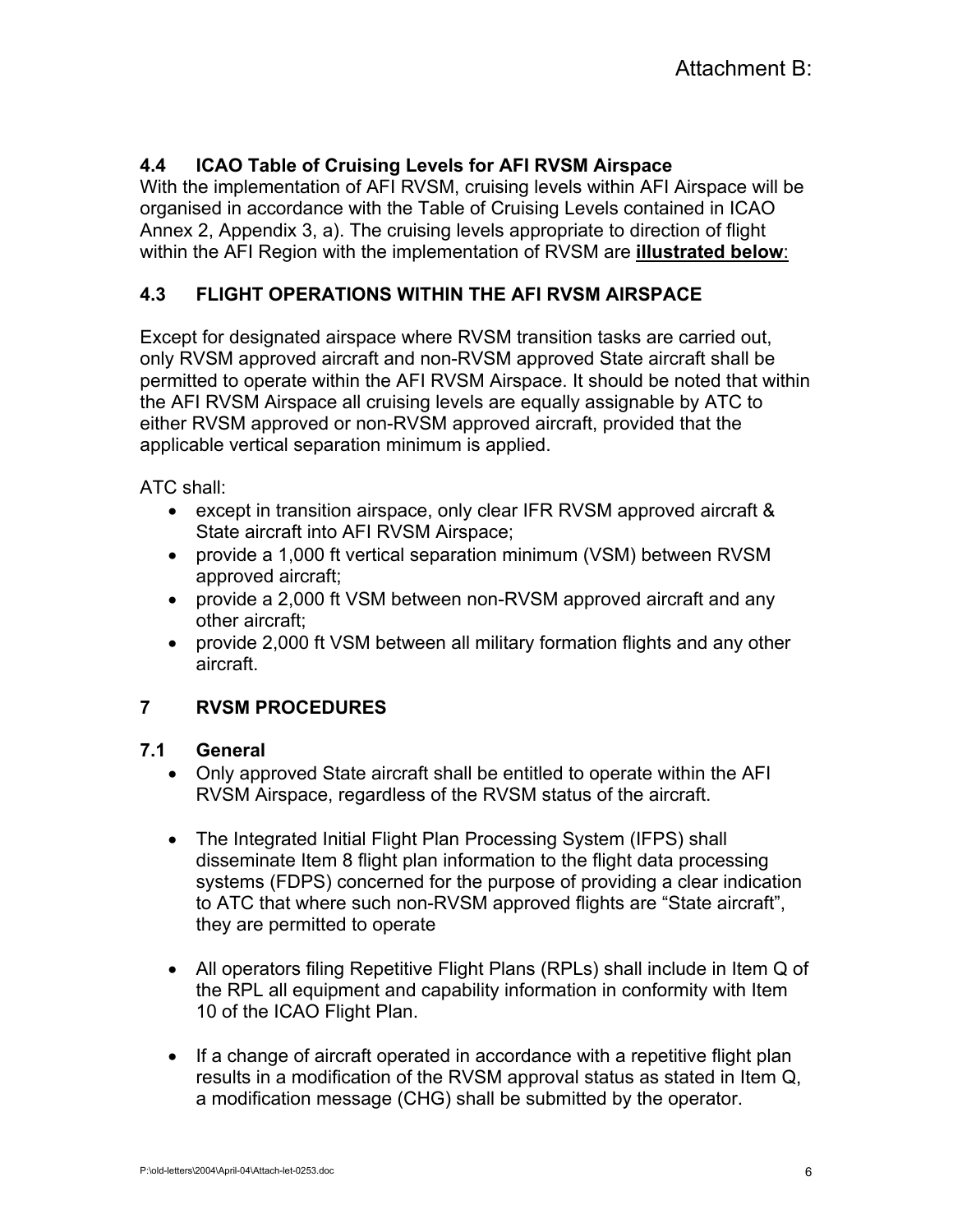Attachment B:

### 4.4 ICAO Table of Cruising Levels for AFI RVSM Airspace

With the implementation of AFI RVSM, cruising levels within AFI Airspace will be organised in accordance with the Table of Cruising Levels contained in ICAO Annex 2, Appendix 3, a). The cruising levels appropriate to direction of flight within the AFI Region with the implementation of RVSM are **illustrated below**:

### 4.3 FLIGHT OPERATIONS WITHIN THE AFI RVSM AIRSPACE

Except for designated airspace where RVSM transition tasks are carried out, only RVSM approved aircraft and non-RVSM approved State aircraft shall be permitted to operate within the AFI RVSM Airspace. It should be noted that within the AFI RVSM Airspace all cruising levels are equally assignable by ATC to either RVSM approved or non-RVSM approved aircraft, provided that the applicable vertical separation minimum is applied.

ATC shall:

- except in transition airspace, only clear IFR RVSM approved aircraft & State aircraft into AFI RVSM Airspace;
- provide a 1,000 ft vertical separation minimum (VSM) between RVSM approved aircraft;
- provide a 2,000 ft VSM between non-RVSM approved aircraft and any other aircraft;
- provide 2,000 ft VSM between all military formation flights and any other aircraft.

## 7 RVSM PROCEDURES

### 7.1 General

- Only approved State aircraft shall be entitled to operate within the AFI RVSM Airspace, regardless of the RVSM status of the aircraft.

- The Integrated Initial Flight Plan Processing System (IFPS) shall disseminate Item 8 flight plan information to the flight data processing systems (FDPS) concerned for the purpose of providing a clear indication to ATC that where such non-RVSM approved flights are "State aircraft", they are permitted to operate

- All operators filing Repetitive Flight Plans (RPLs) shall include in Item Q of the RPL all equipment and capability information in conformity with Item 10 of the ICAO Flight Plan.

- If a change of aircraft operated in accordance with a repetitive flight plan results in a modification of the RVSM approval status as stated in Item Q, a modification message (CHG) shall be submitted by the operator.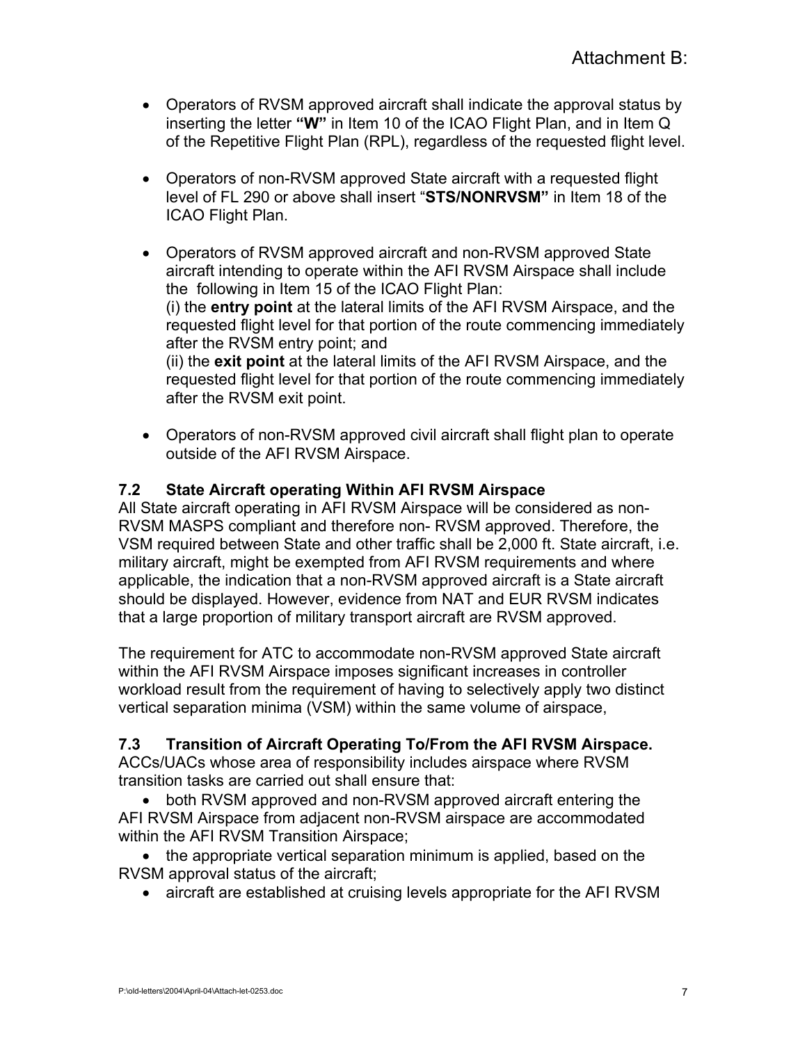Attachment B:

- Operators of RVSM approved aircraft shall indicate the approval status by inserting the letter **"W"** in Item 10 of the ICAO Flight Plan, and in Item Q of the Repetitive Flight Plan (RPL), regardless of the requested flight level.

- Operators of non-RVSM approved State aircraft with a requested flight level of FL 290 or above shall insert "**STS/NONRVSM"** in Item 18 of the ICAO Flight Plan.

- Operators of RVSM approved aircraft and non-RVSM approved State aircraft intending to operate within the AFI RVSM Airspace shall include the following in Item 15 of the ICAO Flight Plan:
  (i) the **entry point** at the lateral limits of the AFI RVSM Airspace, and the requested flight level for that portion of the route commencing immediately after the RVSM entry point; and
  (ii) the **exit point** at the lateral limits of the AFI RVSM Airspace, and the requested flight level for that portion of the route commencing immediately after the RVSM exit point.

- Operators of non-RVSM approved civil aircraft shall flight plan to operate outside of the AFI RVSM Airspace.

### 7.2 State Aircraft operating Within AFI RVSM Airspace

All State aircraft operating in AFI RVSM Airspace will be considered as non-RVSM MASPS compliant and therefore non- RVSM approved. Therefore, the VSM required between State and other traffic shall be 2,000 ft. State aircraft, i.e. military aircraft, might be exempted from AFI RVSM requirements and where applicable, the indication that a non-RVSM approved aircraft is a State aircraft should be displayed. However, evidence from NAT and EUR RVSM indicates that a large proportion of military transport aircraft are RVSM approved.

The requirement for ATC to accommodate non-RVSM approved State aircraft within the AFI RVSM Airspace imposes significant increases in controller workload result from the requirement of having to selectively apply two distinct vertical separation minima (VSM) within the same volume of airspace,

### 7.3 Transition of Aircraft Operating To/From the AFI RVSM Airspace.

ACCs/UACs whose area of responsibility includes airspace where RVSM transition tasks are carried out shall ensure that:

- both RVSM approved and non-RVSM approved aircraft entering the AFI RVSM Airspace from adjacent non-RVSM airspace are accommodated within the AFI RVSM Transition Airspace;
- the appropriate vertical separation minimum is applied, based on the RVSM approval status of the aircraft;
- aircraft are established at cruising levels appropriate for the AFI RVSM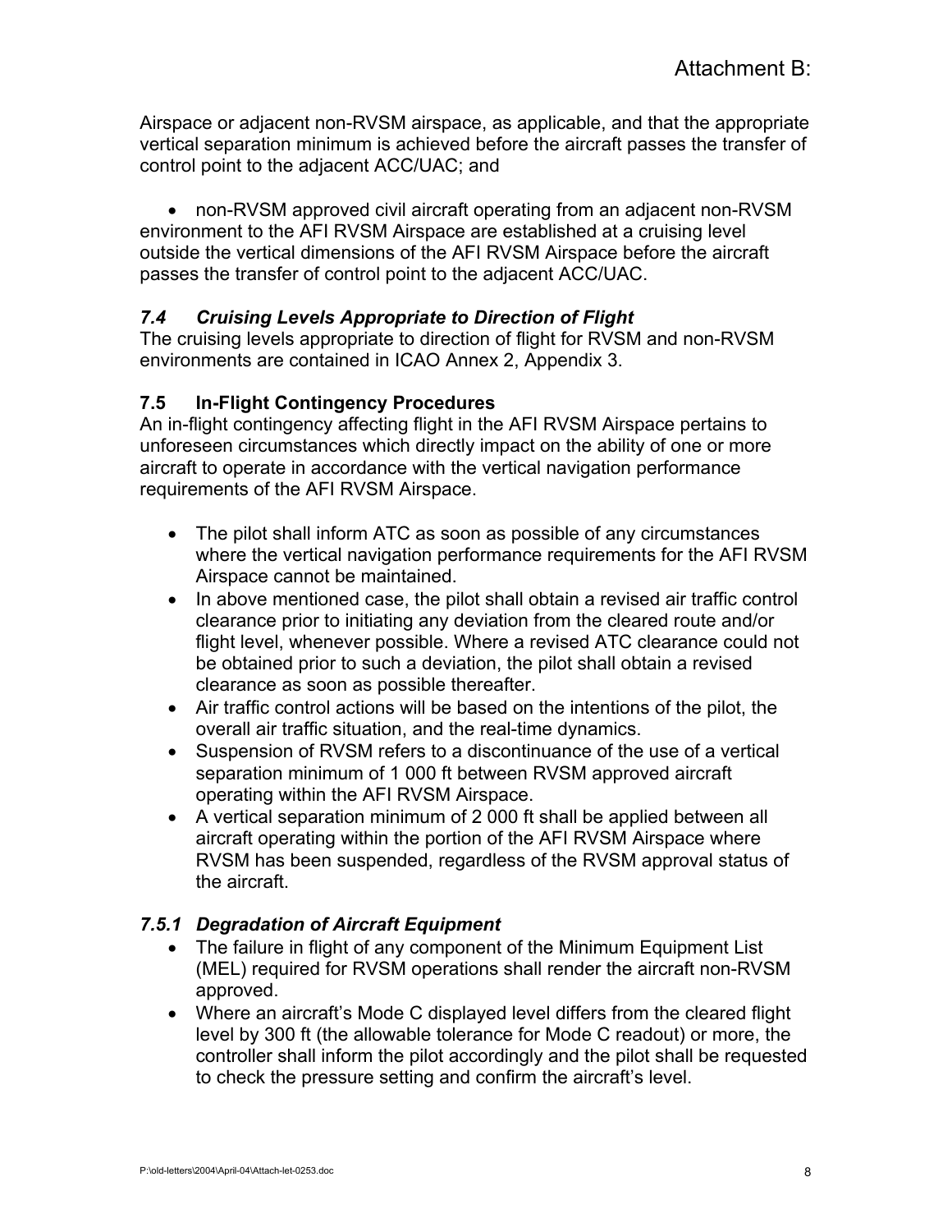Airspace or adjacent non-RVSM airspace, as applicable, and that the appropriate vertical separation minimum is achieved before the aircraft passes the transfer of control point to the adjacent ACC/UAC; and

- non-RVSM approved civil aircraft operating from an adjacent non-RVSM environment to the AFI RVSM Airspace are established at a cruising level outside the vertical dimensions of the AFI RVSM Airspace before the aircraft passes the transfer of control point to the adjacent ACC/UAC.

### *7.4 Cruising Levels Appropriate to Direction of Flight*

The cruising levels appropriate to direction of flight for RVSM and non-RVSM environments are contained in ICAO Annex 2, Appendix 3.

### 7.5 In-Flight Contingency Procedures

An in-flight contingency affecting flight in the AFI RVSM Airspace pertains to unforeseen circumstances which directly impact on the ability of one or more aircraft to operate in accordance with the vertical navigation performance requirements of the AFI RVSM Airspace.

- The pilot shall inform ATC as soon as possible of any circumstances where the vertical navigation performance requirements for the AFI RVSM Airspace cannot be maintained.
- In above mentioned case, the pilot shall obtain a revised air traffic control clearance prior to initiating any deviation from the cleared route and/or flight level, whenever possible. Where a revised ATC clearance could not be obtained prior to such a deviation, the pilot shall obtain a revised clearance as soon as possible thereafter.
- Air traffic control actions will be based on the intentions of the pilot, the overall air traffic situation, and the real-time dynamics.
- Suspension of RVSM refers to a discontinuance of the use of a vertical separation minimum of 1 000 ft between RVSM approved aircraft operating within the AFI RVSM Airspace.
- A vertical separation minimum of 2 000 ft shall be applied between all aircraft operating within the portion of the AFI RVSM Airspace where RVSM has been suspended, regardless of the RVSM approval status of the aircraft.

### *7.5.1 Degradation of Aircraft Equipment*

- The failure in flight of any component of the Minimum Equipment List (MEL) required for RVSM operations shall render the aircraft non-RVSM approved.
- Where an aircraft's Mode C displayed level differs from the cleared flight level by 300 ft (the allowable tolerance for Mode C readout) or more, the controller shall inform the pilot accordingly and the pilot shall be requested to check the pressure setting and confirm the aircraft's level.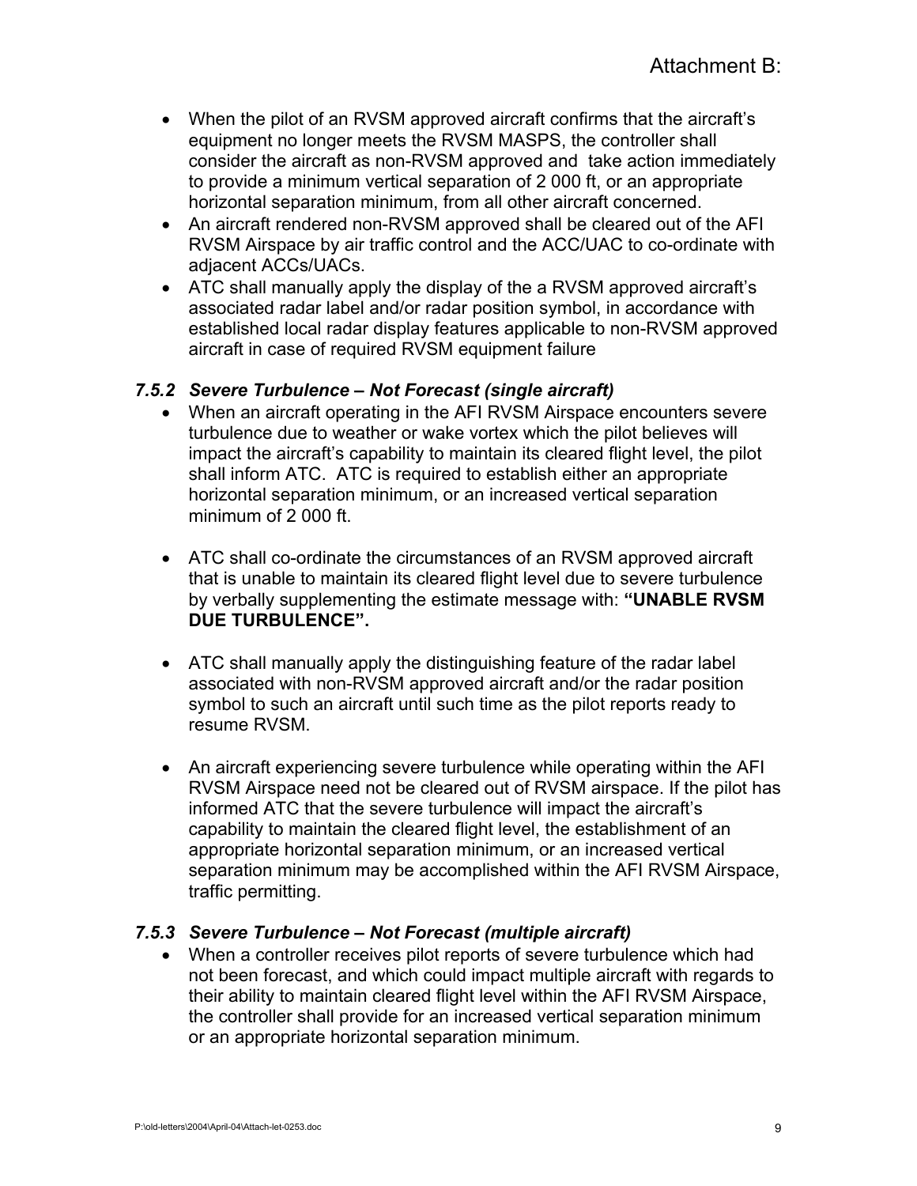Attachment B:

- When the pilot of an RVSM approved aircraft confirms that the aircraft's equipment no longer meets the RVSM MASPS, the controller shall consider the aircraft as non-RVSM approved and take action immediately to provide a minimum vertical separation of 2 000 ft, or an appropriate horizontal separation minimum, from all other aircraft concerned.
- An aircraft rendered non-RVSM approved shall be cleared out of the AFI RVSM Airspace by air traffic control and the ACC/UAC to co-ordinate with adjacent ACCs/UACs.
- ATC shall manually apply the display of the a RVSM approved aircraft's associated radar label and/or radar position symbol, in accordance with established local radar display features applicable to non-RVSM approved aircraft in case of required RVSM equipment failure

### *7.5.2 Severe Turbulence – Not Forecast (single aircraft)*

- When an aircraft operating in the AFI RVSM Airspace encounters severe turbulence due to weather or wake vortex which the pilot believes will impact the aircraft's capability to maintain its cleared flight level, the pilot shall inform ATC. ATC is required to establish either an appropriate horizontal separation minimum, or an increased vertical separation minimum of 2 000 ft.

- ATC shall co-ordinate the circumstances of an RVSM approved aircraft that is unable to maintain its cleared flight level due to severe turbulence by verbally supplementing the estimate message with: **"UNABLE RVSM DUE TURBULENCE".**

- ATC shall manually apply the distinguishing feature of the radar label associated with non-RVSM approved aircraft and/or the radar position symbol to such an aircraft until such time as the pilot reports ready to resume RVSM.

- An aircraft experiencing severe turbulence while operating within the AFI RVSM Airspace need not be cleared out of RVSM airspace. If the pilot has informed ATC that the severe turbulence will impact the aircraft's capability to maintain the cleared flight level, the establishment of an appropriate horizontal separation minimum, or an increased vertical separation minimum may be accomplished within the AFI RVSM Airspace, traffic permitting.

### *7.5.3 Severe Turbulence – Not Forecast (multiple aircraft)*

- When a controller receives pilot reports of severe turbulence which had not been forecast, and which could impact multiple aircraft with regards to their ability to maintain cleared flight level within the AFI RVSM Airspace, the controller shall provide for an increased vertical separation minimum or an appropriate horizontal separation minimum.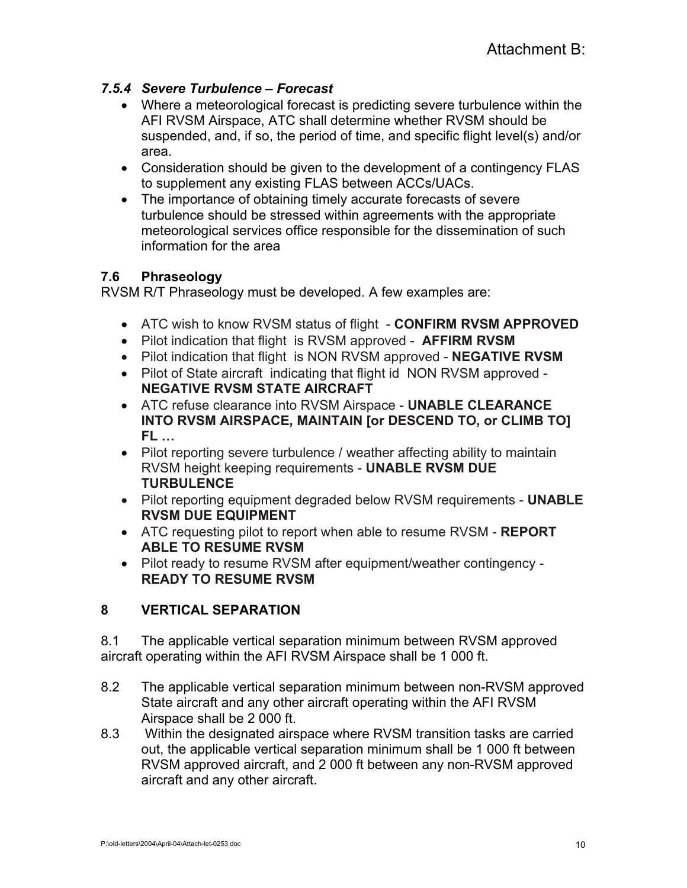Attachment B:

### *7.5.4 Severe Turbulence – Forecast*

- Where a meteorological forecast is predicting severe turbulence within the AFI RVSM Airspace, ATC shall determine whether RVSM should be suspended, and, if so, the period of time, and specific flight level(s) and/or area.
- Consideration should be given to the development of a contingency FLAS to supplement any existing FLAS between ACCs/UACs.
- The importance of obtaining timely accurate forecasts of severe turbulence should be stressed within agreements with the appropriate meteorological services office responsible for the dissemination of such information for the area

### 7.6 Phraseology

RVSM R/T Phraseology must be developed. A few examples are:

- ATC wish to know RVSM status of flight - **CONFIRM RVSM APPROVED**
- Pilot indication that flight is RVSM approved - **AFFIRM RVSM**
- Pilot indication that flight is NON RVSM approved - **NEGATIVE RVSM**
- Pilot of State aircraft indicating that flight id NON RVSM approved - **NEGATIVE RVSM STATE AIRCRAFT**
- ATC refuse clearance into RVSM Airspace - **UNABLE CLEARANCE INTO RVSM AIRSPACE, MAINTAIN [or DESCEND TO, or CLIMB TO] FL …**
- Pilot reporting severe turbulence / weather affecting ability to maintain RVSM height keeping requirements - **UNABLE RVSM DUE TURBULENCE**
- Pilot reporting equipment degraded below RVSM requirements - **UNABLE RVSM DUE EQUIPMENT**
- ATC requesting pilot to report when able to resume RVSM - **REPORT ABLE TO RESUME RVSM**
- Pilot ready to resume RVSM after equipment/weather contingency - **READY TO RESUME RVSM**

## 8 VERTICAL SEPARATION

8.1 The applicable vertical separation minimum between RVSM approved aircraft operating within the AFI RVSM Airspace shall be 1 000 ft.

8.2 The applicable vertical separation minimum between non-RVSM approved State aircraft and any other aircraft operating within the AFI RVSM Airspace shall be 2 000 ft.

8.3 Within the designated airspace where RVSM transition tasks are carried out, the applicable vertical separation minimum shall be 1 000 ft between RVSM approved aircraft, and 2 000 ft between any non-RVSM approved aircraft and any other aircraft.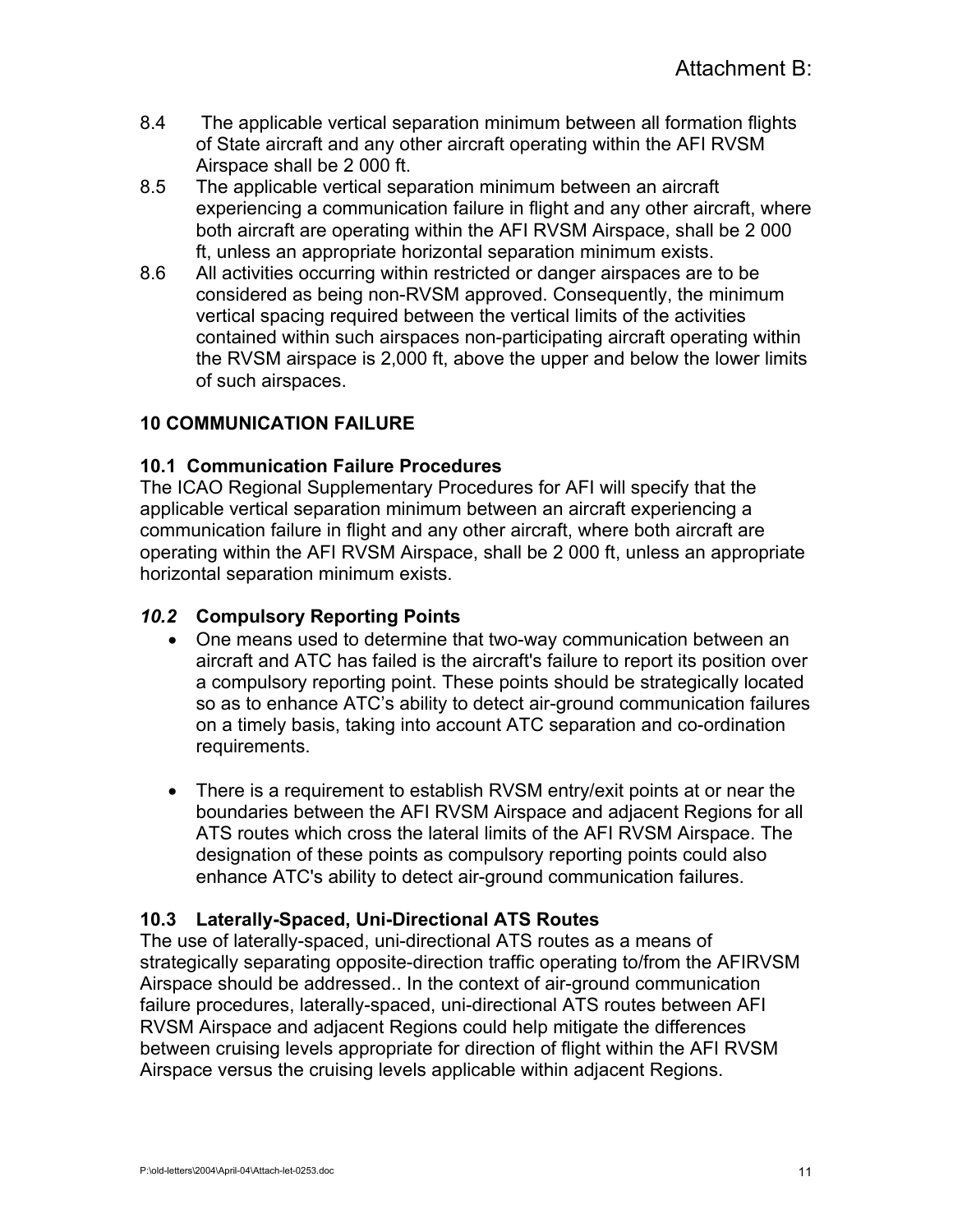Attachment B:

8.4 The applicable vertical separation minimum between all formation flights of State aircraft and any other aircraft operating within the AFI RVSM Airspace shall be 2 000 ft.

8.5 The applicable vertical separation minimum between an aircraft experiencing a communication failure in flight and any other aircraft, where both aircraft are operating within the AFI RVSM Airspace, shall be 2 000 ft, unless an appropriate horizontal separation minimum exists.

8.6 All activities occurring within restricted or danger airspaces are to be considered as being non-RVSM approved. Consequently, the minimum vertical spacing required between the vertical limits of the activities contained within such airspaces non-participating aircraft operating within the RVSM airspace is 2,000 ft, above the upper and below the lower limits of such airspaces.

## 10 COMMUNICATION FAILURE

### 10.1 Communication Failure Procedures

The ICAO Regional Supplementary Procedures for AFI will specify that the applicable vertical separation minimum between an aircraft experiencing a communication failure in flight and any other aircraft, where both aircraft are operating within the AFI RVSM Airspace, shall be 2 000 ft, unless an appropriate horizontal separation minimum exists.

### *10.2* Compulsory Reporting Points

- One means used to determine that two-way communication between an aircraft and ATC has failed is the aircraft's failure to report its position over a compulsory reporting point. These points should be strategically located so as to enhance ATC's ability to detect air-ground communication failures on a timely basis, taking into account ATC separation and co-ordination requirements.

- There is a requirement to establish RVSM entry/exit points at or near the boundaries between the AFI RVSM Airspace and adjacent Regions for all ATS routes which cross the lateral limits of the AFI RVSM Airspace. The designation of these points as compulsory reporting points could also enhance ATC's ability to detect air-ground communication failures.

### 10.3 Laterally-Spaced, Uni-Directional ATS Routes

The use of laterally-spaced, uni-directional ATS routes as a means of strategically separating opposite-direction traffic operating to/from the AFIRVSM Airspace should be addressed.. In the context of air-ground communication failure procedures, laterally-spaced, uni-directional ATS routes between AFI RVSM Airspace and adjacent Regions could help mitigate the differences between cruising levels appropriate for direction of flight within the AFI RVSM Airspace versus the cruising levels applicable within adjacent Regions.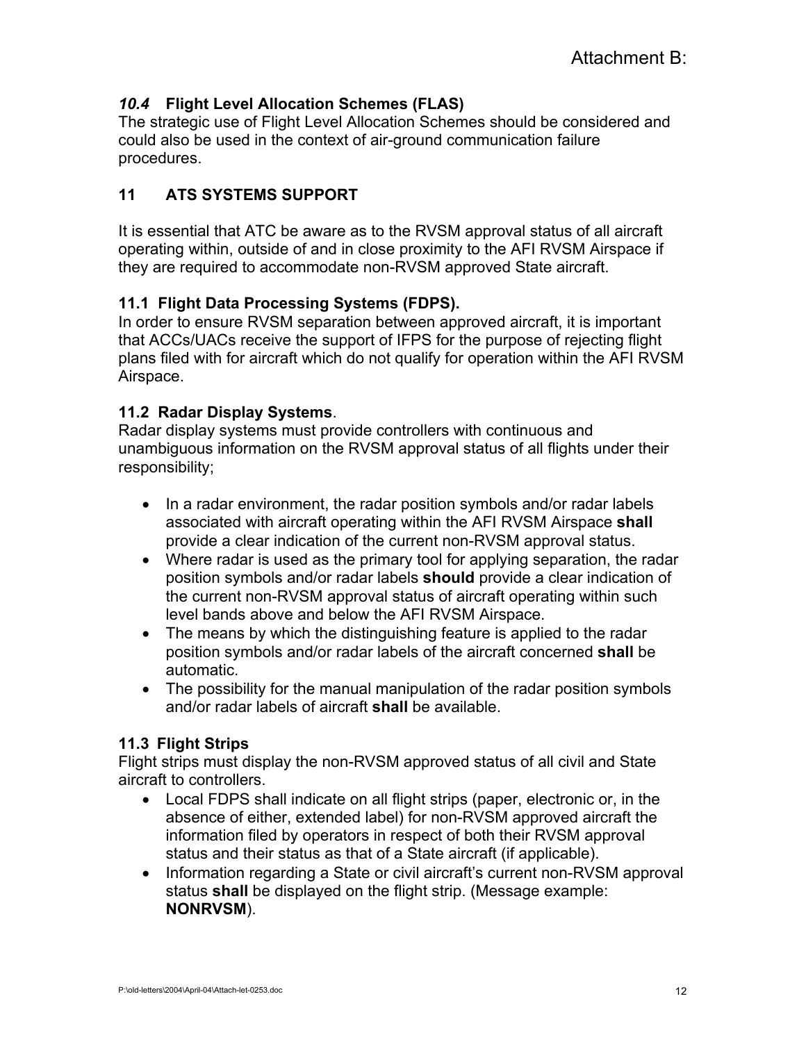### *10.4* Flight Level Allocation Schemes (FLAS)

The strategic use of Flight Level Allocation Schemes should be considered and could also be used in the context of air-ground communication failure procedures.

## 11 ATS SYSTEMS SUPPORT

It is essential that ATC be aware as to the RVSM approval status of all aircraft operating within, outside of and in close proximity to the AFI RVSM Airspace if they are required to accommodate non-RVSM approved State aircraft.

### 11.1 Flight Data Processing Systems (FDPS).

In order to ensure RVSM separation between approved aircraft, it is important that ACCs/UACs receive the support of IFPS for the purpose of rejecting flight plans filed with for aircraft which do not qualify for operation within the AFI RVSM Airspace.

### 11.2 Radar Display Systems.

Radar display systems must provide controllers with continuous and unambiguous information on the RVSM approval status of all flights under their responsibility;

- In a radar environment, the radar position symbols and/or radar labels associated with aircraft operating within the AFI RVSM Airspace **shall** provide a clear indication of the current non-RVSM approval status.
- Where radar is used as the primary tool for applying separation, the radar position symbols and/or radar labels **should** provide a clear indication of the current non-RVSM approval status of aircraft operating within such level bands above and below the AFI RVSM Airspace.
- The means by which the distinguishing feature is applied to the radar position symbols and/or radar labels of the aircraft concerned **shall** be automatic.
- The possibility for the manual manipulation of the radar position symbols and/or radar labels of aircraft **shall** be available.

### 11.3 Flight Strips

Flight strips must display the non-RVSM approved status of all civil and State aircraft to controllers.

- Local FDPS shall indicate on all flight strips (paper, electronic or, in the absence of either, extended label) for non-RVSM approved aircraft the information filed by operators in respect of both their RVSM approval status and their status as that of a State aircraft (if applicable).
- Information regarding a State or civil aircraft's current non-RVSM approval status **shall** be displayed on the flight strip. (Message example: **NONRVSM**).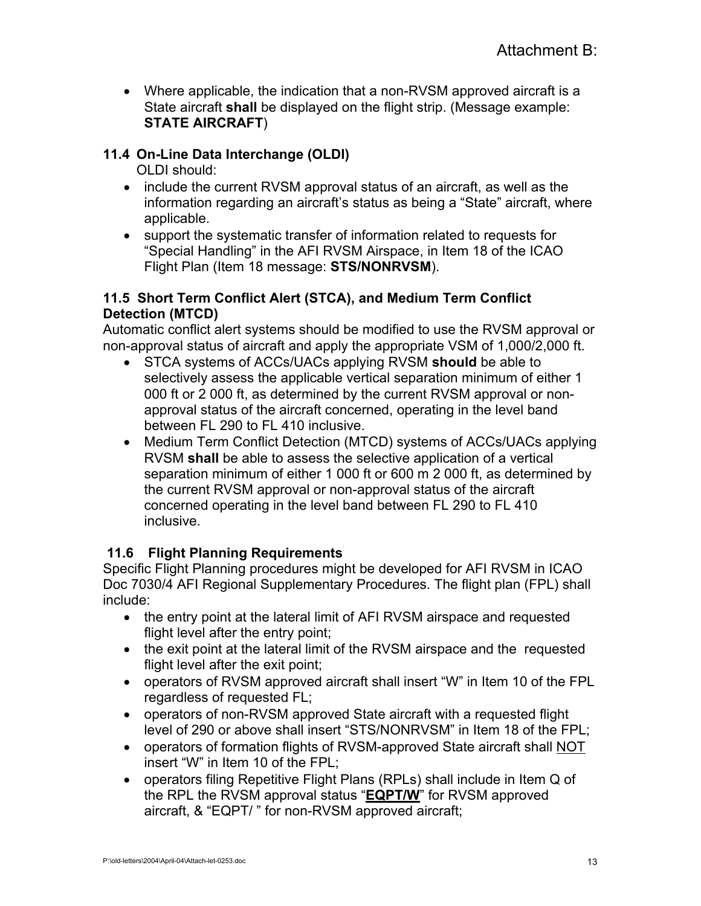- Where applicable, the indication that a non-RVSM approved aircraft is a State aircraft **shall** be displayed on the flight strip. (Message example: **STATE AIRCRAFT**)

### 11.4 On-Line Data Interchange (OLDI)

OLDI should:

- include the current RVSM approval status of an aircraft, as well as the information regarding an aircraft's status as being a "State" aircraft, where applicable.
- support the systematic transfer of information related to requests for "Special Handling" in the AFI RVSM Airspace, in Item 18 of the ICAO Flight Plan (Item 18 message: **STS/NONRVSM**).

### 11.5 Short Term Conflict Alert (STCA), and Medium Term Conflict Detection (MTCD)

Automatic conflict alert systems should be modified to use the RVSM approval or non-approval status of aircraft and apply the appropriate VSM of 1,000/2,000 ft.

- STCA systems of ACCs/UACs applying RVSM **should** be able to selectively assess the applicable vertical separation minimum of either 1 000 ft or 2 000 ft, as determined by the current RVSM approval or non-approval status of the aircraft concerned, operating in the level band between FL 290 to FL 410 inclusive.
- Medium Term Conflict Detection (MTCD) systems of ACCs/UACs applying RVSM **shall** be able to assess the selective application of a vertical separation minimum of either 1 000 ft or 600 m 2 000 ft, as determined by the current RVSM approval or non-approval status of the aircraft concerned operating in the level band between FL 290 to FL 410 inclusive.

### 11.6 Flight Planning Requirements

Specific Flight Planning procedures might be developed for AFI RVSM in ICAO Doc 7030/4 AFI Regional Supplementary Procedures. The flight plan (FPL) shall include:

- the entry point at the lateral limit of AFI RVSM airspace and requested flight level after the entry point;
- the exit point at the lateral limit of the RVSM airspace and the requested flight level after the exit point;
- operators of RVSM approved aircraft shall insert "W" in Item 10 of the FPL regardless of requested FL;
- operators of non-RVSM approved State aircraft with a requested flight level of 290 or above shall insert "STS/NONRVSM" in Item 18 of the FPL;
- operators of formation flights of RVSM-approved State aircraft shall <u>NOT</u> insert "W" in Item 10 of the FPL;
- operators filing Repetitive Flight Plans (RPLs) shall include in Item Q of the RPL the RVSM approval status "<u>**EQPT/W**</u>" for RVSM approved aircraft, & "EQPT/ " for non-RVSM approved aircraft;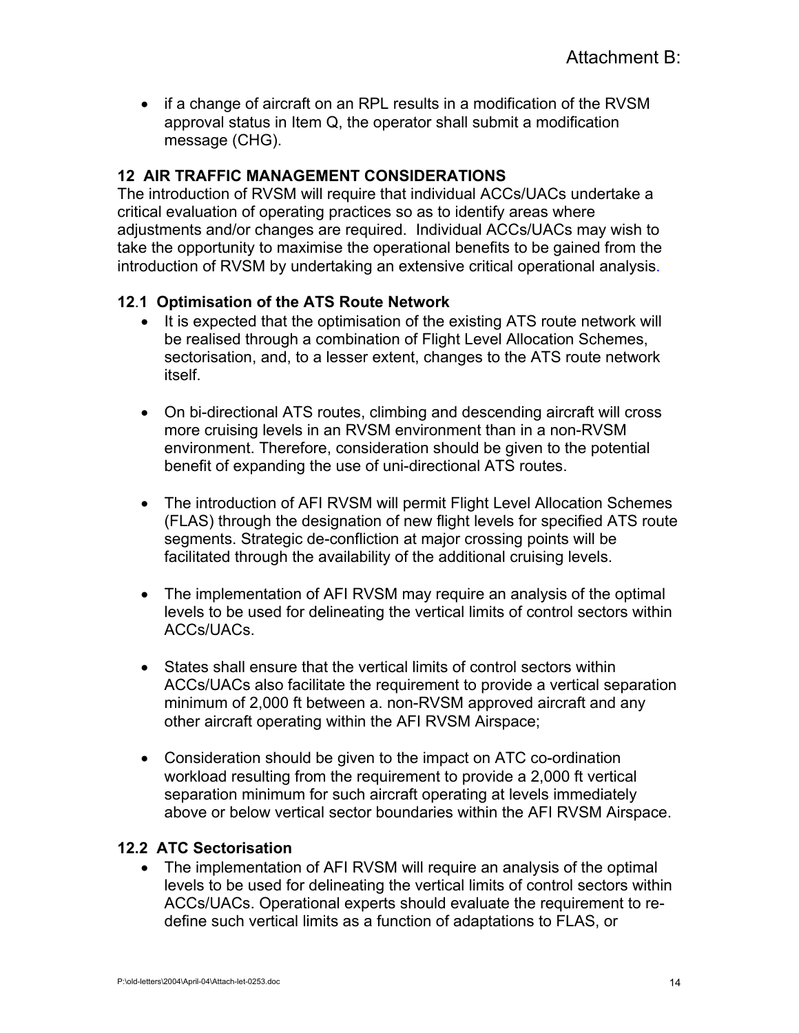- if a change of aircraft on an RPL results in a modification of the RVSM approval status in Item Q, the operator shall submit a modification message (CHG).

## 12 AIR TRAFFIC MANAGEMENT CONSIDERATIONS

The introduction of RVSM will require that individual ACCs/UACs undertake a critical evaluation of operating practices so as to identify areas where adjustments and/or changes are required. Individual ACCs/UACs may wish to take the opportunity to maximise the operational benefits to be gained from the introduction of RVSM by undertaking an extensive critical operational analysis.

### 12.1 Optimisation of the ATS Route Network

- It is expected that the optimisation of the existing ATS route network will be realised through a combination of Flight Level Allocation Schemes, sectorisation, and, to a lesser extent, changes to the ATS route network itself.

- On bi-directional ATS routes, climbing and descending aircraft will cross more cruising levels in an RVSM environment than in a non-RVSM environment. Therefore, consideration should be given to the potential benefit of expanding the use of uni-directional ATS routes.

- The introduction of AFI RVSM will permit Flight Level Allocation Schemes (FLAS) through the designation of new flight levels for specified ATS route segments. Strategic de-confliction at major crossing points will be facilitated through the availability of the additional cruising levels.

- The implementation of AFI RVSM may require an analysis of the optimal levels to be used for delineating the vertical limits of control sectors within ACCs/UACs.

- States shall ensure that the vertical limits of control sectors within ACCs/UACs also facilitate the requirement to provide a vertical separation minimum of 2,000 ft between a. non-RVSM approved aircraft and any other aircraft operating within the AFI RVSM Airspace;

- Consideration should be given to the impact on ATC co-ordination workload resulting from the requirement to provide a 2,000 ft vertical separation minimum for such aircraft operating at levels immediately above or below vertical sector boundaries within the AFI RVSM Airspace.

### 12.2 ATC Sectorisation

- The implementation of AFI RVSM will require an analysis of the optimal levels to be used for delineating the vertical limits of control sectors within ACCs/UACs. Operational experts should evaluate the requirement to re-define such vertical limits as a function of adaptations to FLAS, or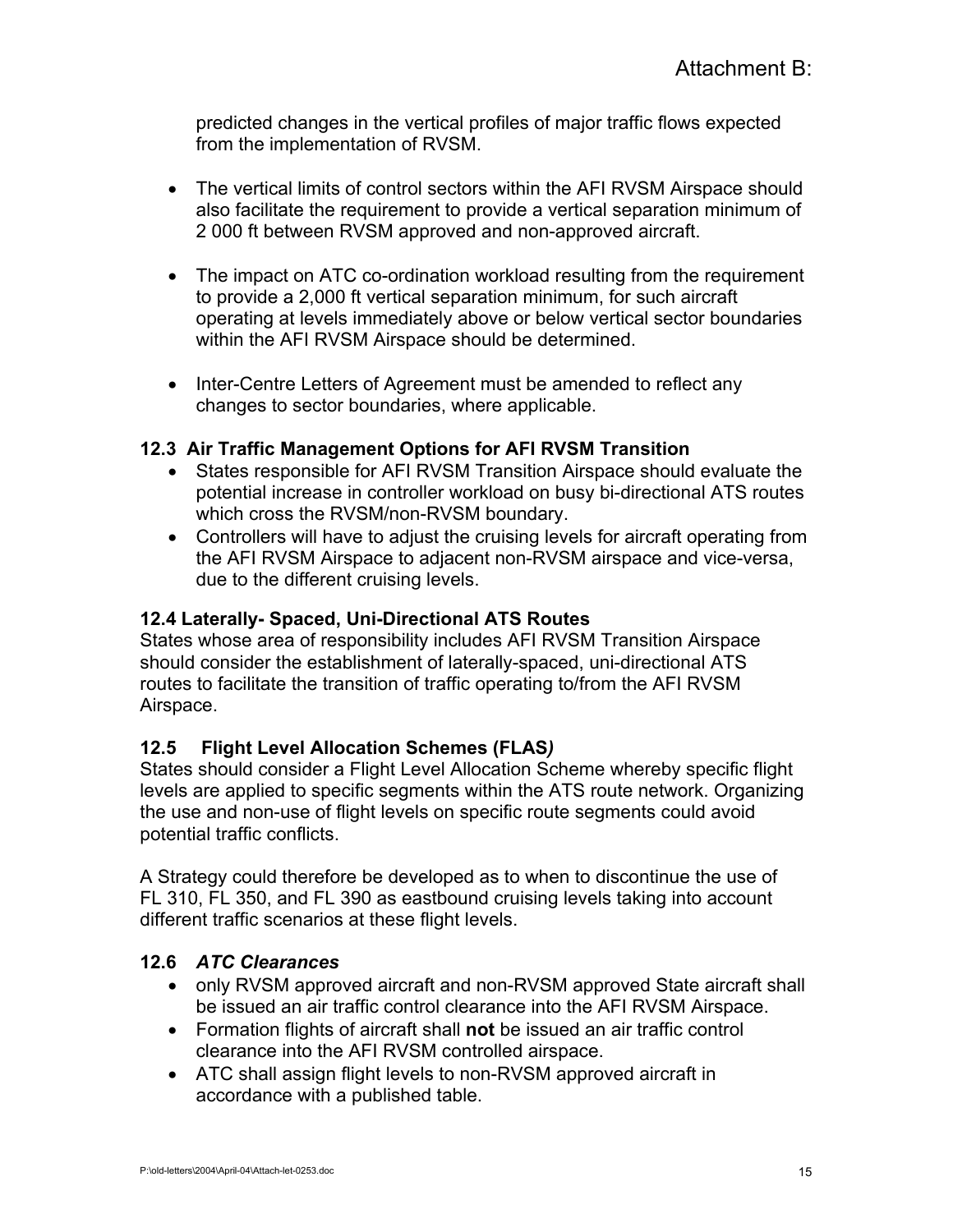predicted changes in the vertical profiles of major traffic flows expected from the implementation of RVSM.

- The vertical limits of control sectors within the AFI RVSM Airspace should also facilitate the requirement to provide a vertical separation minimum of 2 000 ft between RVSM approved and non-approved aircraft.

- The impact on ATC co-ordination workload resulting from the requirement to provide a 2,000 ft vertical separation minimum, for such aircraft operating at levels immediately above or below vertical sector boundaries within the AFI RVSM Airspace should be determined.

- Inter-Centre Letters of Agreement must be amended to reflect any changes to sector boundaries, where applicable.

### 12.3 Air Traffic Management Options for AFI RVSM Transition

- States responsible for AFI RVSM Transition Airspace should evaluate the potential increase in controller workload on busy bi-directional ATS routes which cross the RVSM/non-RVSM boundary.
- Controllers will have to adjust the cruising levels for aircraft operating from the AFI RVSM Airspace to adjacent non-RVSM airspace and vice-versa, due to the different cruising levels.

### 12.4 Laterally- Spaced, Uni-Directional ATS Routes

States whose area of responsibility includes AFI RVSM Transition Airspace should consider the establishment of laterally-spaced, uni-directional ATS routes to facilitate the transition of traffic operating to/from the AFI RVSM Airspace.

### 12.5 Flight Level Allocation Schemes (FLAS)

States should consider a Flight Level Allocation Scheme whereby specific flight levels are applied to specific segments within the ATS route network. Organizing the use and non-use of flight levels on specific route segments could avoid potential traffic conflicts.

A Strategy could therefore be developed as to when to discontinue the use of FL 310, FL 350, and FL 390 as eastbound cruising levels taking into account different traffic scenarios at these flight levels.

### 12.6 *ATC Clearances*

- only RVSM approved aircraft and non-RVSM approved State aircraft shall be issued an air traffic control clearance into the AFI RVSM Airspace.
- Formation flights of aircraft shall **not** be issued an air traffic control clearance into the AFI RVSM controlled airspace.
- ATC shall assign flight levels to non-RVSM approved aircraft in accordance with a published table.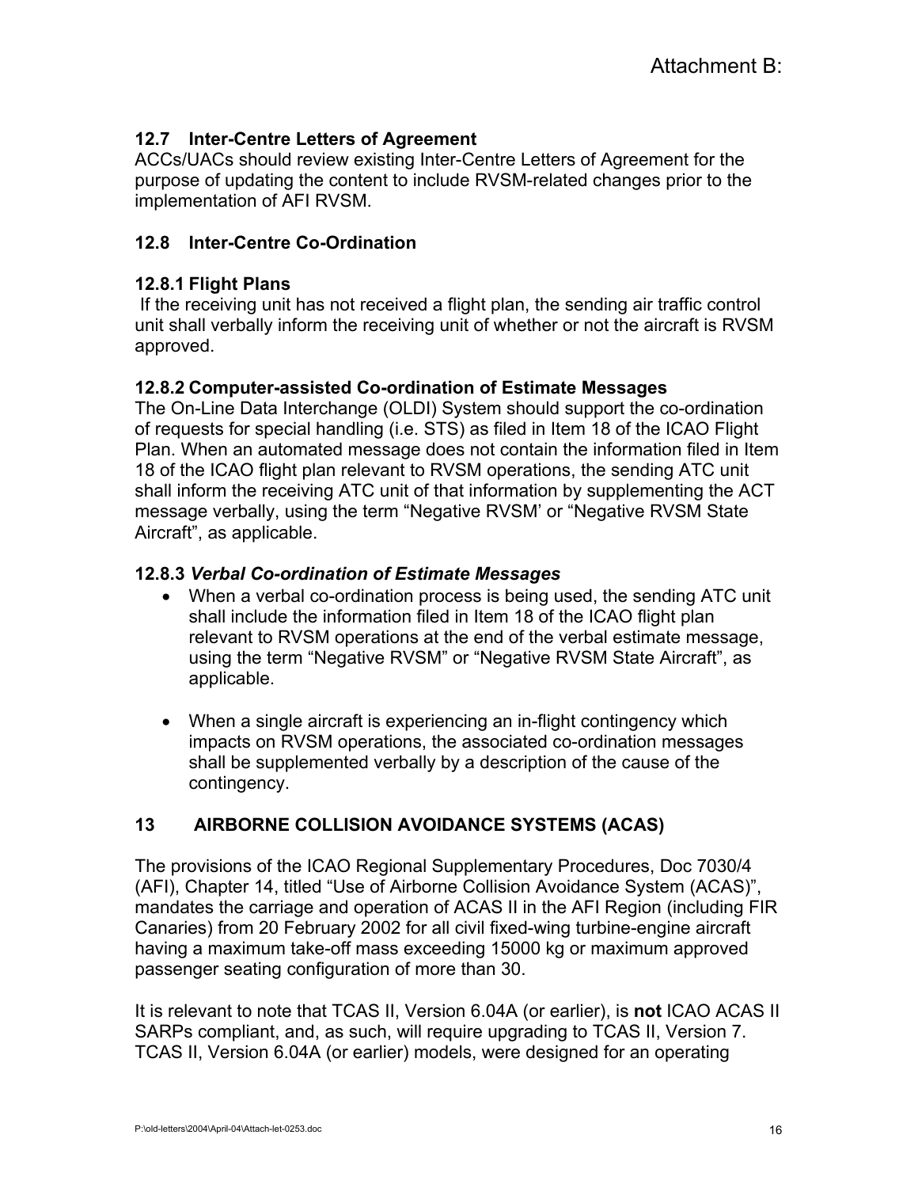Attachment B:

### 12.7 Inter-Centre Letters of Agreement

ACCs/UACs should review existing Inter-Centre Letters of Agreement for the purpose of updating the content to include RVSM-related changes prior to the implementation of AFI RVSM.

### 12.8 Inter-Centre Co-Ordination

#### 12.8.1 Flight Plans

If the receiving unit has not received a flight plan, the sending air traffic control unit shall verbally inform the receiving unit of whether or not the aircraft is RVSM approved.

#### 12.8.2 Computer-assisted Co-ordination of Estimate Messages

The On-Line Data Interchange (OLDI) System should support the co-ordination of requests for special handling (i.e. STS) as filed in Item 18 of the ICAO Flight Plan. When an automated message does not contain the information filed in Item 18 of the ICAO flight plan relevant to RVSM operations, the sending ATC unit shall inform the receiving ATC unit of that information by supplementing the ACT message verbally, using the term "Negative RVSM' or "Negative RVSM State Aircraft", as applicable.

#### 12.8.3 *Verbal Co-ordination of Estimate Messages*

- When a verbal co-ordination process is being used, the sending ATC unit shall include the information filed in Item 18 of the ICAO flight plan relevant to RVSM operations at the end of the verbal estimate message, using the term "Negative RVSM" or "Negative RVSM State Aircraft", as applicable.

- When a single aircraft is experiencing an in-flight contingency which impacts on RVSM operations, the associated co-ordination messages shall be supplemented verbally by a description of the cause of the contingency.

## 13 AIRBORNE COLLISION AVOIDANCE SYSTEMS (ACAS)

The provisions of the ICAO Regional Supplementary Procedures, Doc 7030/4 (AFI), Chapter 14, titled "Use of Airborne Collision Avoidance System (ACAS)", mandates the carriage and operation of ACAS II in the AFI Region (including FIR Canaries) from 20 February 2002 for all civil fixed-wing turbine-engine aircraft having a maximum take-off mass exceeding 15000 kg or maximum approved passenger seating configuration of more than 30.

It is relevant to note that TCAS II, Version 6.04A (or earlier), is **not** ICAO ACAS II SARPs compliant, and, as such, will require upgrading to TCAS II, Version 7. TCAS II, Version 6.04A (or earlier) models, were designed for an operating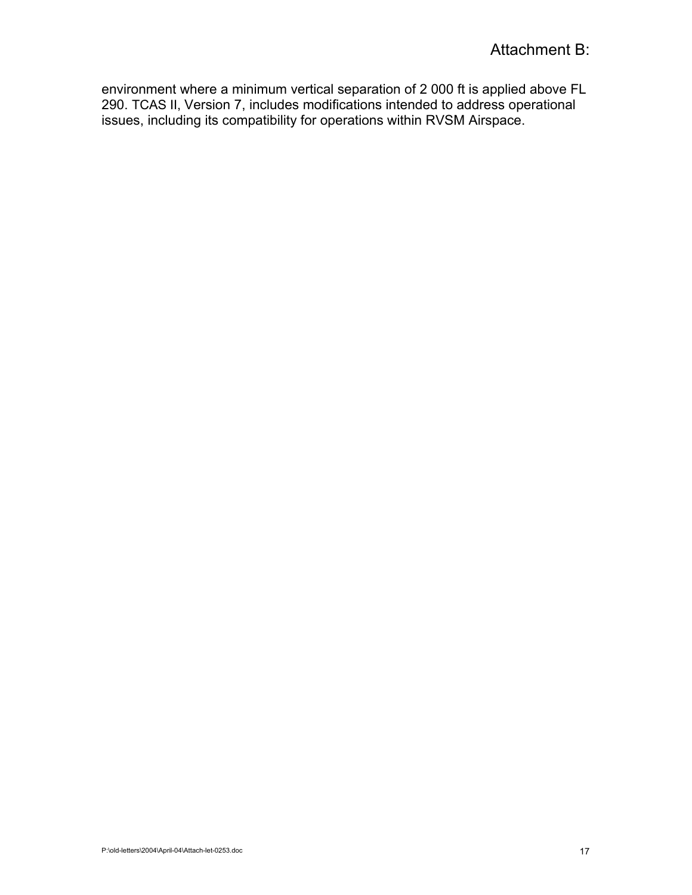environment where a minimum vertical separation of 2 000 ft is applied above FL 290. TCAS II, Version 7, includes modifications intended to address operational issues, including its compatibility for operations within RVSM Airspace.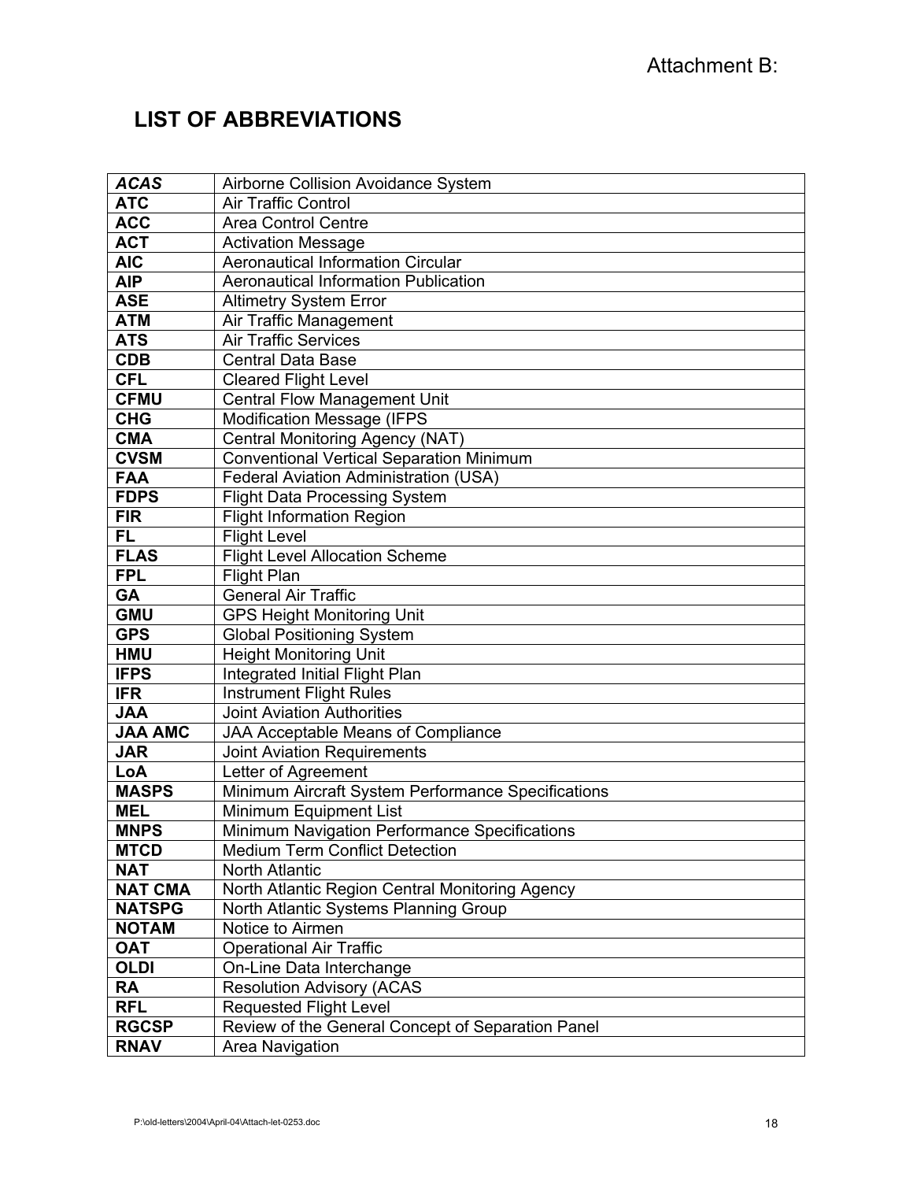Attachment B:

## LIST OF ABBREVIATIONS

| | |
|---|---|
| ***ACAS*** | Airborne Collision Avoidance System |
| **ATC** | Air Traffic Control |
| **ACC** | Area Control Centre |
| **ACT** | Activation Message |
| **AIC** | Aeronautical Information Circular |
| **AIP** | Aeronautical Information Publication |
| **ASE** | Altimetry System Error |
| **ATM** | Air Traffic Management |
| **ATS** | Air Traffic Services |
| **CDB** | Central Data Base |
| **CFL** | Cleared Flight Level |
| **CFMU** | Central Flow Management Unit |
| **CHG** | Modification Message (IFPS |
| **CMA** | Central Monitoring Agency (NAT) |
| **CVSM** | Conventional Vertical Separation Minimum |
| **FAA** | Federal Aviation Administration (USA) |
| **FDPS** | Flight Data Processing System |
| **FIR** | Flight Information Region |
| **FL** | Flight Level |
| **FLAS** | Flight Level Allocation Scheme |
| **FPL** | Flight Plan |
| **GA** | General Air Traffic |
| **GMU** | GPS Height Monitoring Unit |
| **GPS** | Global Positioning System |
| **HMU** | Height Monitoring Unit |
| **IFPS** | Integrated Initial Flight Plan |
| **IFR** | Instrument Flight Rules |
| **JAA** | Joint Aviation Authorities |
| **JAA AMC** | JAA Acceptable Means of Compliance |
| **JAR** | Joint Aviation Requirements |
| **LoA** | Letter of Agreement |
| **MASPS** | Minimum Aircraft System Performance Specifications |
| **MEL** | Minimum Equipment List |
| **MNPS** | Minimum Navigation Performance Specifications |
| **MTCD** | Medium Term Conflict Detection |
| **NAT** | North Atlantic |
| **NAT CMA** | North Atlantic Region Central Monitoring Agency |
| **NATSPG** | North Atlantic Systems Planning Group |
| **NOTAM** | Notice to Airmen |
| **OAT** | Operational Air Traffic |
| **OLDI** | On-Line Data Interchange |
| **RA** | Resolution Advisory (ACAS |
| **RFL** | Requested Flight Level |
| **RGCSP** | Review of the General Concept of Separation Panel |
| **RNAV** | Area Navigation |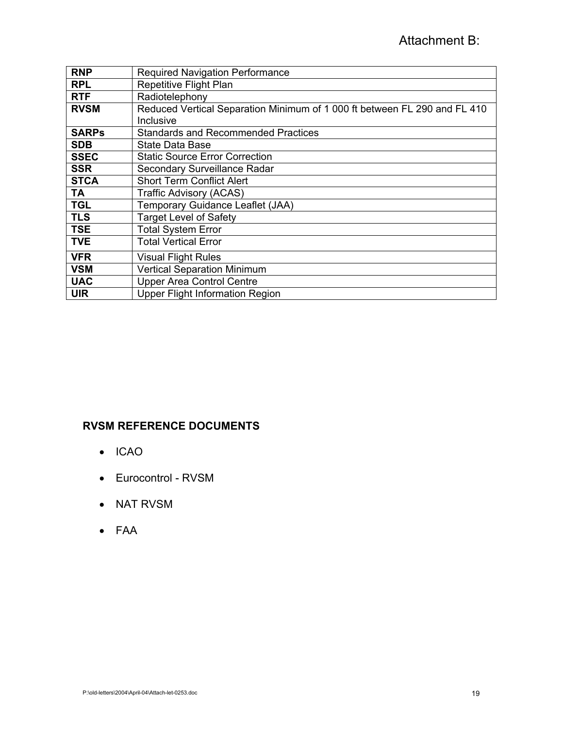Attachment B:

| | |
|---|---|
| **RNP** | Required Navigation Performance |
| **RPL** | Repetitive Flight Plan |
| **RTF** | Radiotelephony |
| **RVSM** | Reduced Vertical Separation Minimum of 1 000 ft between FL 290 and FL 410 Inclusive |
| **SARPs** | Standards and Recommended Practices |
| **SDB** | State Data Base |
| **SSEC** | Static Source Error Correction |
| **SSR** | Secondary Surveillance Radar |
| **STCA** | Short Term Conflict Alert |
| **TA** | Traffic Advisory (ACAS) |
| **TGL** | Temporary Guidance Leaflet (JAA) |
| **TLS** | Target Level of Safety |
| **TSE** | Total System Error |
| **TVE** | Total Vertical Error |
| **VFR** | Visual Flight Rules |
| **VSM** | Vertical Separation Minimum |
| **UAC** | Upper Area Control Centre |
| **UIR** | Upper Flight Information Region |

## RVSM REFERENCE DOCUMENTS

- ICAO
- Eurocontrol - RVSM
- NAT RVSM
- FAA